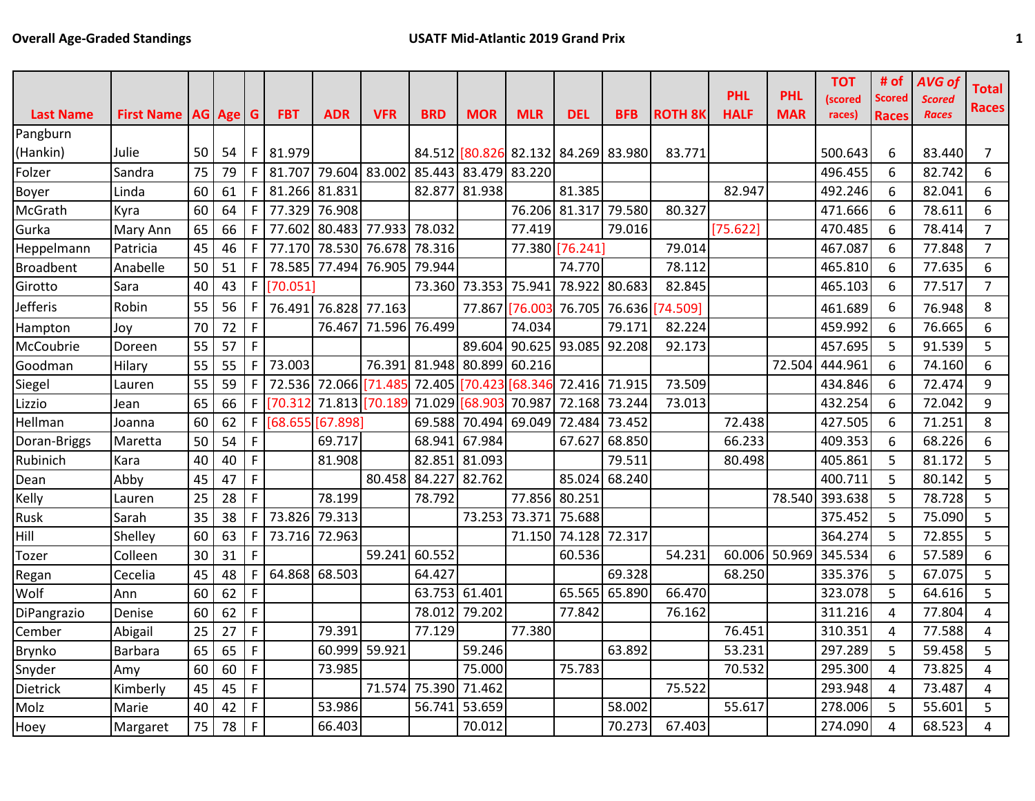**Overall Age-Graded Standings** USATF Mid-Atlantic 2019 Grand Prix

| Last Name | First Name | AG | Age | G | FBT | ADR | VFR | BRD | MOR | MLR | DEL | BFB | ROTH 8K | PHL HALF | PHL MAR | TOT (scored races) | # of Scored Races | AVG of Scored Races | Total Races |
|---|---|---|---|---|---|---|---|---|---|---|---|---|---|---|---|---|---|---|---|
| Pangburn (Hankin) | Julie | 50 | 54 | F | 81.979 | | | 84.512 | [80.826 | 82.132 | 84.269 | 83.980 | 83.771 | | | 500.643 | 6 | 83.440 | 7 |
| Folzer | Sandra | 75 | 79 | F | 81.707 | 79.604 | 83.002 | 85.443 | 83.479 | 83.220 | | | | | | 496.455 | 6 | 82.742 | 6 |
| Boyer | Linda | 60 | 61 | F | 81.266 | 81.831 | | 82.877 | 81.938 | | 81.385 | | | 82.947 | | 492.246 | 6 | 82.041 | 6 |
| McGrath | Kyra | 60 | 64 | F | 77.329 | 76.908 | | | | 76.206 | 81.317 | 79.580 | 80.327 | | | 471.666 | 6 | 78.611 | 6 |
| Gurka | Mary Ann | 65 | 66 | F | 77.602 | 80.483 | 77.933 | 78.032 | | 77.419 | | 79.016 | | [75.622] | | 470.485 | 6 | 78.414 | 7 |
| Heppelmann | Patricia | 45 | 46 | F | 77.170 | 78.530 | 76.678 | 78.316 | | 77.380 | [76.241] | | 79.014 | | | 467.087 | 6 | 77.848 | 7 |
| Broadbent | Anabelle | 50 | 51 | F | 78.585 | 77.494 | 76.905 | 79.944 | | | 74.770 | | 78.112 | | | 465.810 | 6 | 77.635 | 6 |
| Girotto | Sara | 40 | 43 | F | [70.051] | | | 73.360 | 73.353 | 75.941 | 78.922 | 80.683 | 82.845 | | | 465.103 | 6 | 77.517 | 7 |
| Jefferis | Robin | 55 | 56 | F | 76.491 | 76.828 | 77.163 | | 77.867 | [76.003 | 76.705 | 76.636 | [74.509] | | | 461.689 | 6 | 76.948 | 8 |
| Hampton | Joy | 70 | 72 | F | | 76.467 | 71.596 | 76.499 | | 74.034 | | 79.171 | 82.224 | | | 459.992 | 6 | 76.665 | 6 |
| McCoubrie | Doreen | 55 | 57 | F | | | | | 89.604 | 90.625 | 93.085 | 92.208 | 92.173 | | | 457.695 | 5 | 91.539 | 5 |
| Goodman | Hilary | 55 | 55 | F | 73.003 | | 76.391 | 81.948 | 80.899 | 60.216 | | | | | 72.504 | 444.961 | 6 | 74.160 | 6 |
| Siegel | Lauren | 55 | 59 | F | 72.536 | 72.066 | [71.485 | 72.405 | [70.423 | [68.346 | 72.416 | 71.915 | 73.509 | | | 434.846 | 6 | 72.474 | 9 |
| Lizzio | Jean | 65 | 66 | F | [70.312 | 71.813 | [70.189 | 71.029 | [68.903 | 70.987 | 72.168 | 73.244 | 73.013 | | | 432.254 | 6 | 72.042 | 9 |
| Hellman | Joanna | 60 | 62 | F | [68.655 | [67.898] | | 69.588 | 70.494 | 69.049 | 72.484 | 73.452 | | 72.438 | | 427.505 | 6 | 71.251 | 8 |
| Doran-Briggs | Maretta | 50 | 54 | F | | 69.717 | | 68.941 | 67.984 | | 67.627 | 68.850 | | 66.233 | | 409.353 | 6 | 68.226 | 6 |
| Rubinich | Kara | 40 | 40 | F | | 81.908 | | 82.851 | 81.093 | | | 79.511 | | 80.498 | | 405.861 | 5 | 81.172 | 5 |
| Dean | Abby | 45 | 47 | F | | | 80.458 | 84.227 | 82.762 | | 85.024 | 68.240 | | | | 400.711 | 5 | 80.142 | 5 |
| Kelly | Lauren | 25 | 28 | F | | 78.199 | | 78.792 | | 77.856 | 80.251 | | | | 78.540 | 393.638 | 5 | 78.728 | 5 |
| Rusk | Sarah | 35 | 38 | F | 73.826 | 79.313 | | | 73.253 | 73.371 | 75.688 | | | | | 375.452 | 5 | 75.090 | 5 |
| Hill | Shelley | 60 | 63 | F | 73.716 | 72.963 | | | | 71.150 | 74.128 | 72.317 | | | | 364.274 | 5 | 72.855 | 5 |
| Tozer | Colleen | 30 | 31 | F | | | 59.241 | 60.552 | | | 60.536 | | 54.231 | 60.006 | 50.969 | 345.534 | 6 | 57.589 | 6 |
| Regan | Cecelia | 45 | 48 | F | 64.868 | 68.503 | | 64.427 | | | | 69.328 | | 68.250 | | 335.376 | 5 | 67.075 | 5 |
| Wolf | Ann | 60 | 62 | F | | | | 63.753 | 61.401 | | 65.565 | 65.890 | 66.470 | | | 323.078 | 5 | 64.616 | 5 |
| DiPangrazio | Denise | 60 | 62 | F | | | | 78.012 | 79.202 | | 77.842 | | 76.162 | | | 311.216 | 4 | 77.804 | 4 |
| Cember | Abigail | 25 | 27 | F | | 79.391 | | 77.129 | | 77.380 | | | | 76.451 | | 310.351 | 4 | 77.588 | 4 |
| Brynko | Barbara | 65 | 65 | F | | 60.999 | 59.921 | | 59.246 | | | 63.892 | | 53.231 | | 297.289 | 5 | 59.458 | 5 |
| Snyder | Amy | 60 | 60 | F | | 73.985 | | | 75.000 | | 75.783 | | | 70.532 | | 295.300 | 4 | 73.825 | 4 |
| Dietrick | Kimberly | 45 | 45 | F | | | 71.574 | 75.390 | 71.462 | | | | 75.522 | | | 293.948 | 4 | 73.487 | 4 |
| Molz | Marie | 40 | 42 | F | | 53.986 | | 56.741 | 53.659 | | | 58.002 | | 55.617 | | 278.006 | 5 | 55.601 | 5 |
| Hoey | Margaret | 75 | 78 | F | | 66.403 | | | 70.012 | | | 70.273 | 67.403 | | | 274.090 | 4 | 68.523 | 4 |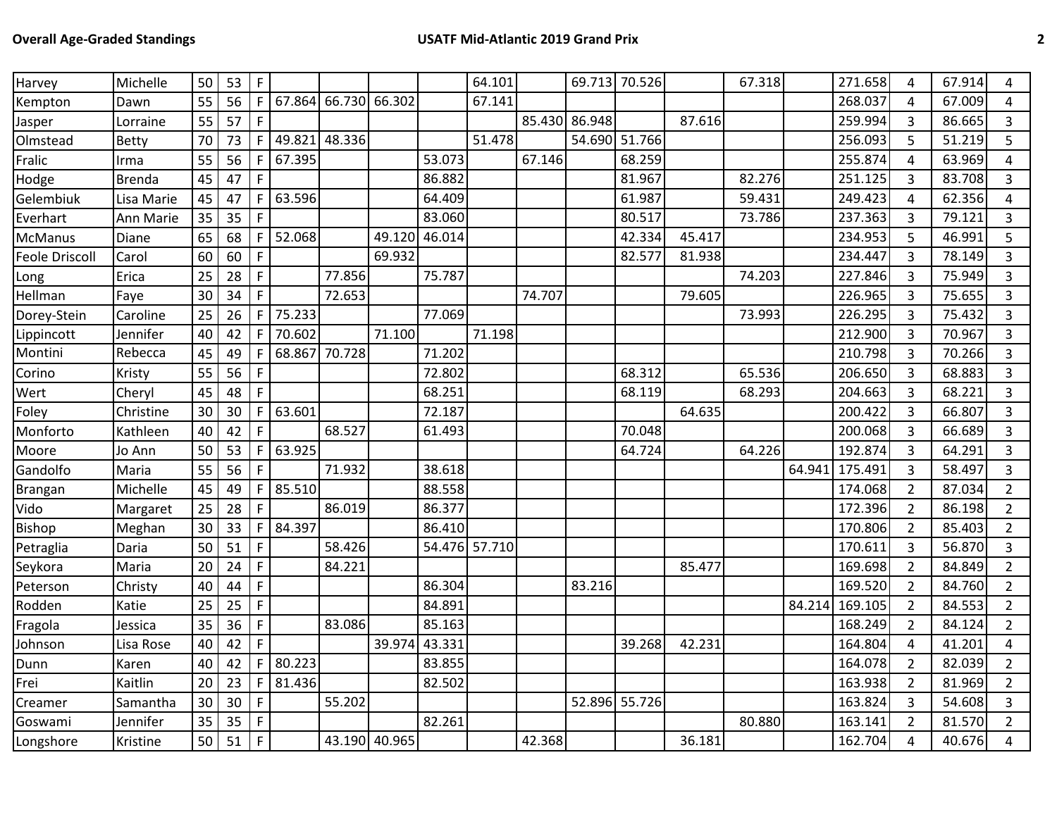| | | | | | | | | | | | | | | | | | | | |
|---|---|---|---|---|---|---|---|---|---|---|---|---|---|---|---|---|---|---|---|
| Harvey | Michelle | 50 | 53 | F | | | | | 64.101 | | 69.713 | 70.526 | | 67.318 | | 271.658 | 4 | 67.914 | 4 |
| Kempton | Dawn | 55 | 56 | F | 67.864 | 66.730 | 66.302 | | 67.141 | | | | | | | 268.037 | 4 | 67.009 | 4 |
| Jasper | Lorraine | 55 | 57 | F | | | | | | 85.430 | 86.948 | | 87.616 | | | 259.994 | 3 | 86.665 | 3 |
| Olmstead | Betty | 70 | 73 | F | 49.821 | 48.336 | | | 51.478 | | 54.690 | 51.766 | | | | 256.093 | 5 | 51.219 | 5 |
| Fralic | Irma | 55 | 56 | F | 67.395 | | | 53.073 | | 67.146 | | 68.259 | | | | 255.874 | 4 | 63.969 | 4 |
| Hodge | Brenda | 45 | 47 | F | | | | 86.882 | | | | 81.967 | | 82.276 | | 251.125 | 3 | 83.708 | 3 |
| Gelembiuk | Lisa Marie | 45 | 47 | F | 63.596 | | | 64.409 | | | | 61.987 | | 59.431 | | 249.423 | 4 | 62.356 | 4 |
| Everhart | Ann Marie | 35 | 35 | F | | | | 83.060 | | | | 80.517 | | 73.786 | | 237.363 | 3 | 79.121 | 3 |
| McManus | Diane | 65 | 68 | F | 52.068 | | 49.120 | 46.014 | | | | 42.334 | 45.417 | | | 234.953 | 5 | 46.991 | 5 |
| Feole Driscoll | Carol | 60 | 60 | F | | | 69.932 | | | | | 82.577 | 81.938 | | | 234.447 | 3 | 78.149 | 3 |
| Long | Erica | 25 | 28 | F | | 77.856 | | 75.787 | | | | | | 74.203 | | 227.846 | 3 | 75.949 | 3 |
| Hellman | Faye | 30 | 34 | F | | 72.653 | | | | 74.707 | | | 79.605 | | | 226.965 | 3 | 75.655 | 3 |
| Dorey-Stein | Caroline | 25 | 26 | F | 75.233 | | | 77.069 | | | | | | 73.993 | | 226.295 | 3 | 75.432 | 3 |
| Lippincott | Jennifer | 40 | 42 | F | 70.602 | | 71.100 | | 71.198 | | | | | | | 212.900 | 3 | 70.967 | 3 |
| Montini | Rebecca | 45 | 49 | F | 68.867 | 70.728 | | 71.202 | | | | | | | | 210.798 | 3 | 70.266 | 3 |
| Corino | Kristy | 55 | 56 | F | | | | 72.802 | | | | 68.312 | | 65.536 | | 206.650 | 3 | 68.883 | 3 |
| Wert | Cheryl | 45 | 48 | F | | | | 68.251 | | | | 68.119 | | 68.293 | | 204.663 | 3 | 68.221 | 3 |
| Foley | Christine | 30 | 30 | F | 63.601 | | | 72.187 | | | | | 64.635 | | | 200.422 | 3 | 66.807 | 3 |
| Monforto | Kathleen | 40 | 42 | F | | 68.527 | | 61.493 | | | | 70.048 | | | | 200.068 | 3 | 66.689 | 3 |
| Moore | Jo Ann | 50 | 53 | F | 63.925 | | | | | | | 64.724 | | 64.226 | | 192.874 | 3 | 64.291 | 3 |
| Gandolfo | Maria | 55 | 56 | F | | 71.932 | | 38.618 | | | | | | | 64.941 | 175.491 | 3 | 58.497 | 3 |
| Brangan | Michelle | 45 | 49 | F | 85.510 | | | 88.558 | | | | | | | | 174.068 | 2 | 87.034 | 2 |
| Vido | Margaret | 25 | 28 | F | | 86.019 | | 86.377 | | | | | | | | 172.396 | 2 | 86.198 | 2 |
| Bishop | Meghan | 30 | 33 | F | 84.397 | | | 86.410 | | | | | | | | 170.806 | 2 | 85.403 | 2 |
| Petraglia | Daria | 50 | 51 | F | | 58.426 | | 54.476 | 57.710 | | | | | | | 170.611 | 3 | 56.870 | 3 |
| Seykora | Maria | 20 | 24 | F | | 84.221 | | | | | | | 85.477 | | | 169.698 | 2 | 84.849 | 2 |
| Peterson | Christy | 40 | 44 | F | | | | 86.304 | | | 83.216 | | | | | 169.520 | 2 | 84.760 | 2 |
| Rodden | Katie | 25 | 25 | F | | | | 84.891 | | | | | | | 84.214 | 169.105 | 2 | 84.553 | 2 |
| Fragola | Jessica | 35 | 36 | F | | 83.086 | | 85.163 | | | | | | | | 168.249 | 2 | 84.124 | 2 |
| Johnson | Lisa Rose | 40 | 42 | F | | | 39.974 | 43.331 | | | | 39.268 | 42.231 | | | 164.804 | 4 | 41.201 | 4 |
| Dunn | Karen | 40 | 42 | F | 80.223 | | | 83.855 | | | | | | | | 164.078 | 2 | 82.039 | 2 |
| Frei | Kaitlin | 20 | 23 | F | 81.436 | | | 82.502 | | | | | | | | 163.938 | 2 | 81.969 | 2 |
| Creamer | Samantha | 30 | 30 | F | | 55.202 | | | | | 52.896 | 55.726 | | | | 163.824 | 3 | 54.608 | 3 |
| Goswami | Jennifer | 35 | 35 | F | | | | 82.261 | | | | | | 80.880 | | 163.141 | 2 | 81.570 | 2 |
| Longshore | Kristine | 50 | 51 | F | | 43.190 | 40.965 | | | 42.368 | | | 36.181 | | | 162.704 | 4 | 40.676 | 4 |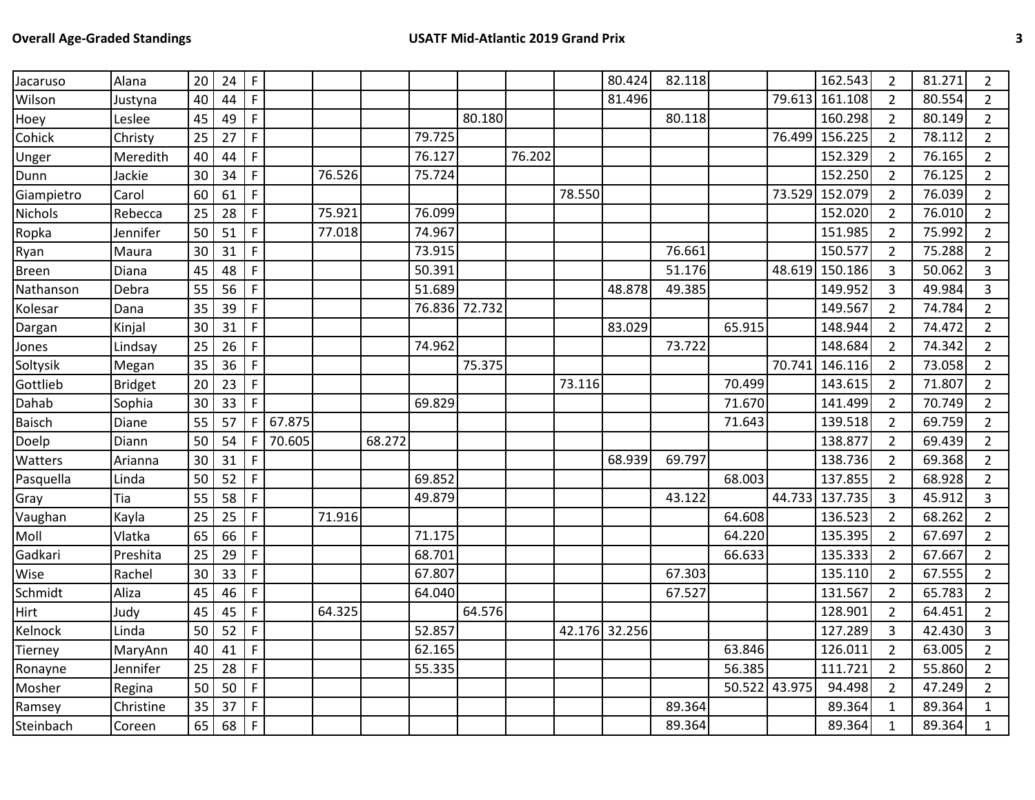| | | | | | | | | | | | | | | | | | | | | |
|---|---|---|---|---|---|---|---|---|---|---|---|---|---|---|---|---|---|---|---|---|
| Jacaruso | Alana | 20 | 24 | F | | | | | | | | 80.424 | 82.118 | | | 162.543 | 2 | 81.271 | 2 |
| Wilson | Justyna | 40 | 44 | F | | | | | | | | 81.496 | | | 79.613 | 161.108 | 2 | 80.554 | 2 |
| Hoey | Leslee | 45 | 49 | F | | | | | 80.180 | | | | 80.118 | | | 160.298 | 2 | 80.149 | 2 |
| Cohick | Christy | 25 | 27 | F | | | | 79.725 | | | | | | | 76.499 | 156.225 | 2 | 78.112 | 2 |
| Unger | Meredith | 40 | 44 | F | | | | 76.127 | | 76.202 | | | | | | 152.329 | 2 | 76.165 | 2 |
| Dunn | Jackie | 30 | 34 | F | | 76.526 | | 75.724 | | | | | | | | 152.250 | 2 | 76.125 | 2 |
| Giampietro | Carol | 60 | 61 | F | | | | | | | 78.550 | | | | 73.529 | 152.079 | 2 | 76.039 | 2 |
| Nichols | Rebecca | 25 | 28 | F | | 75.921 | | 76.099 | | | | | | | | 152.020 | 2 | 76.010 | 2 |
| Ropka | Jennifer | 50 | 51 | F | | 77.018 | | 74.967 | | | | | | | | 151.985 | 2 | 75.992 | 2 |
| Ryan | Maura | 30 | 31 | F | | | | 73.915 | | | | | 76.661 | | | 150.577 | 2 | 75.288 | 2 |
| Breen | Diana | 45 | 48 | F | | | | 50.391 | | | | | 51.176 | | 48.619 | 150.186 | 3 | 50.062 | 3 |
| Nathanson | Debra | 55 | 56 | F | | | | 51.689 | | | | 48.878 | 49.385 | | | 149.952 | 3 | 49.984 | 3 |
| Kolesar | Dana | 35 | 39 | F | | | | 76.836 | 72.732 | | | | | | | 149.567 | 2 | 74.784 | 2 |
| Dargan | Kinjal | 30 | 31 | F | | | | | | | | 83.029 | | 65.915 | | 148.944 | 2 | 74.472 | 2 |
| Jones | Lindsay | 25 | 26 | F | | | | 74.962 | | | | | 73.722 | | | 148.684 | 2 | 74.342 | 2 |
| Soltysik | Megan | 35 | 36 | F | | | | | 75.375 | | | | | | 70.741 | 146.116 | 2 | 73.058 | 2 |
| Gottlieb | Bridget | 20 | 23 | F | | | | | | | 73.116 | | | 70.499 | | 143.615 | 2 | 71.807 | 2 |
| Dahab | Sophia | 30 | 33 | F | | | | 69.829 | | | | | | 71.670 | | 141.499 | 2 | 70.749 | 2 |
| Baisch | Diane | 55 | 57 | F | 67.875 | | | | | | | | | 71.643 | | 139.518 | 2 | 69.759 | 2 |
| Doelp | Diann | 50 | 54 | F | 70.605 | | 68.272 | | | | | | | | | 138.877 | 2 | 69.439 | 2 |
| Watters | Arianna | 30 | 31 | F | | | | | | | | 68.939 | 69.797 | | | 138.736 | 2 | 69.368 | 2 |
| Pasquella | Linda | 50 | 52 | F | | | | 69.852 | | | | | | 68.003 | | 137.855 | 2 | 68.928 | 2 |
| Gray | Tia | 55 | 58 | F | | | | 49.879 | | | | | 43.122 | | 44.733 | 137.735 | 3 | 45.912 | 3 |
| Vaughan | Kayla | 25 | 25 | F | | 71.916 | | | | | | | | 64.608 | | 136.523 | 2 | 68.262 | 2 |
| Moll | Vlatka | 65 | 66 | F | | | | 71.175 | | | | | | 64.220 | | 135.395 | 2 | 67.697 | 2 |
| Gadkari | Preshita | 25 | 29 | F | | | | 68.701 | | | | | | 66.633 | | 135.333 | 2 | 67.667 | 2 |
| Wise | Rachel | 30 | 33 | F | | | | 67.807 | | | | | 67.303 | | | 135.110 | 2 | 67.555 | 2 |
| Schmidt | Aliza | 45 | 46 | F | | | | 64.040 | | | | | 67.527 | | | 131.567 | 2 | 65.783 | 2 |
| Hirt | Judy | 45 | 45 | F | | 64.325 | | | 64.576 | | | | | | | 128.901 | 2 | 64.451 | 2 |
| Kelnock | Linda | 50 | 52 | F | | | | 52.857 | | | 42.176 | 32.256 | | | | 127.289 | 3 | 42.430 | 3 |
| Tierney | MaryAnn | 40 | 41 | F | | | | 62.165 | | | | | | 63.846 | | 126.011 | 2 | 63.005 | 2 |
| Ronayne | Jennifer | 25 | 28 | F | | | | 55.335 | | | | | | 56.385 | | 111.721 | 2 | 55.860 | 2 |
| Mosher | Regina | 50 | 50 | F | | | | | | | | | | 50.522 | 43.975 | 94.498 | 2 | 47.249 | 2 |
| Ramsey | Christine | 35 | 37 | F | | | | | | | | | 89.364 | | | 89.364 | 1 | 89.364 | 1 |
| Steinbach | Coreen | 65 | 68 | F | | | | | | | | | 89.364 | | | 89.364 | 1 | 89.364 | 1 |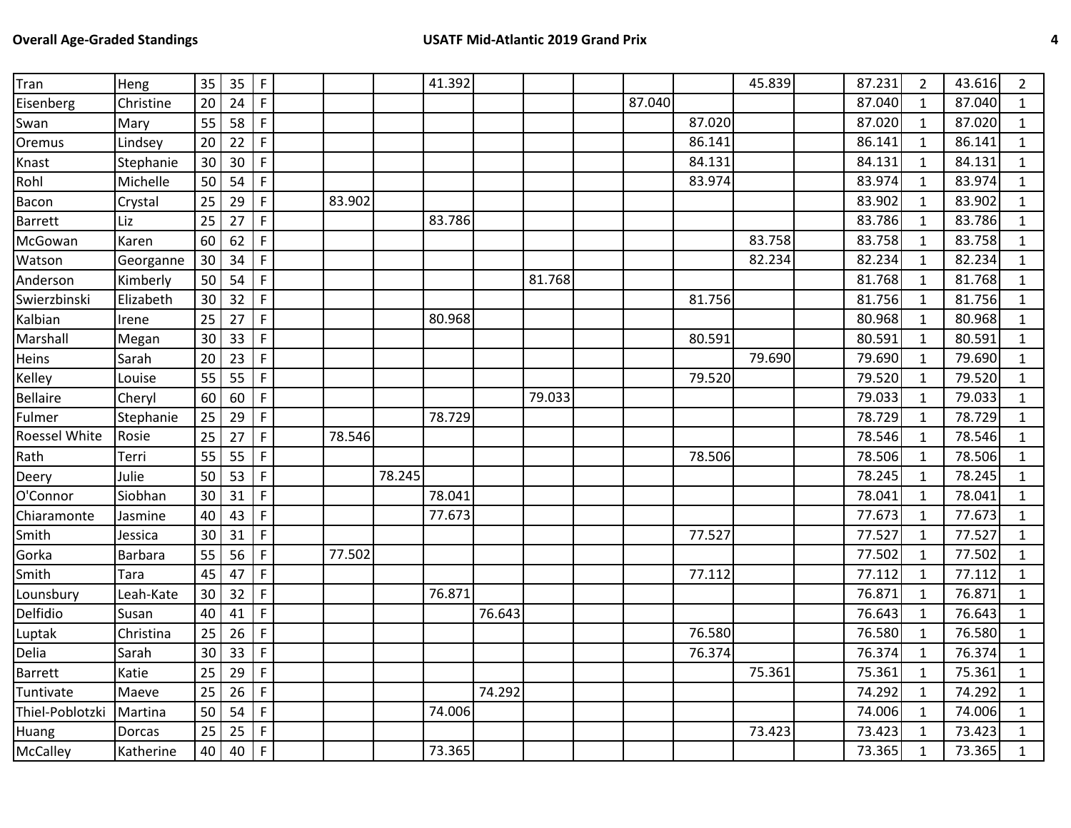| | | | | | | | | | | | | | | | | | | | |
|---|---|---|---|---|---|---|---|---|---|---|---|---|---|---|---|---|---|---|---|
| Tran | Heng | 35 | 35 | F | | | | 41.392 | | | | | | 45.839 | | 87.231 | 2 | 43.616 | 2 |
| Eisenberg | Christine | 20 | 24 | F | | | | | | | | 87.040 | | | | 87.040 | 1 | 87.040 | 1 |
| Swan | Mary | 55 | 58 | F | | | | | | | | | 87.020 | | | 87.020 | 1 | 87.020 | 1 |
| Oremus | Lindsey | 20 | 22 | F | | | | | | | | | 86.141 | | | 86.141 | 1 | 86.141 | 1 |
| Knast | Stephanie | 30 | 30 | F | | | | | | | | | 84.131 | | | 84.131 | 1 | 84.131 | 1 |
| Rohl | Michelle | 50 | 54 | F | | | | | | | | | 83.974 | | | 83.974 | 1 | 83.974 | 1 |
| Bacon | Crystal | 25 | 29 | F | | 83.902 | | | | | | | | | | 83.902 | 1 | 83.902 | 1 |
| Barrett | Liz | 25 | 27 | F | | | | 83.786 | | | | | | | | 83.786 | 1 | 83.786 | 1 |
| McGowan | Karen | 60 | 62 | F | | | | | | | | | | 83.758 | | 83.758 | 1 | 83.758 | 1 |
| Watson | Georganne | 30 | 34 | F | | | | | | | | | | 82.234 | | 82.234 | 1 | 82.234 | 1 |
| Anderson | Kimberly | 50 | 54 | F | | | | | | 81.768 | | | | | | 81.768 | 1 | 81.768 | 1 |
| Swierzbinski | Elizabeth | 30 | 32 | F | | | | | | | | | 81.756 | | | 81.756 | 1 | 81.756 | 1 |
| Kalbian | Irene | 25 | 27 | F | | | | 80.968 | | | | | | | | 80.968 | 1 | 80.968 | 1 |
| Marshall | Megan | 30 | 33 | F | | | | | | | | | 80.591 | | | 80.591 | 1 | 80.591 | 1 |
| Heins | Sarah | 20 | 23 | F | | | | | | | | | | 79.690 | | 79.690 | 1 | 79.690 | 1 |
| Kelley | Louise | 55 | 55 | F | | | | | | | | | 79.520 | | | 79.520 | 1 | 79.520 | 1 |
| Bellaire | Cheryl | 60 | 60 | F | | | | | | 79.033 | | | | | | 79.033 | 1 | 79.033 | 1 |
| Fulmer | Stephanie | 25 | 29 | F | | | | 78.729 | | | | | | | | 78.729 | 1 | 78.729 | 1 |
| Roessel White | Rosie | 25 | 27 | F | | 78.546 | | | | | | | | | | 78.546 | 1 | 78.546 | 1 |
| Rath | Terri | 55 | 55 | F | | | | | | | | | 78.506 | | | 78.506 | 1 | 78.506 | 1 |
| Deery | Julie | 50 | 53 | F | | | 78.245 | | | | | | | | | 78.245 | 1 | 78.245 | 1 |
| O'Connor | Siobhan | 30 | 31 | F | | | | 78.041 | | | | | | | | 78.041 | 1 | 78.041 | 1 |
| Chiaramonte | Jasmine | 40 | 43 | F | | | | 77.673 | | | | | | | | 77.673 | 1 | 77.673 | 1 |
| Smith | Jessica | 30 | 31 | F | | | | | | | | | 77.527 | | | 77.527 | 1 | 77.527 | 1 |
| Gorka | Barbara | 55 | 56 | F | | 77.502 | | | | | | | | | | 77.502 | 1 | 77.502 | 1 |
| Smith | Tara | 45 | 47 | F | | | | | | | | | 77.112 | | | 77.112 | 1 | 77.112 | 1 |
| Lounsbury | Leah-Kate | 30 | 32 | F | | | | 76.871 | | | | | | | | 76.871 | 1 | 76.871 | 1 |
| Delfidio | Susan | 40 | 41 | F | | | | | 76.643 | | | | | | | 76.643 | 1 | 76.643 | 1 |
| Luptak | Christina | 25 | 26 | F | | | | | | | | | 76.580 | | | 76.580 | 1 | 76.580 | 1 |
| Delia | Sarah | 30 | 33 | F | | | | | | | | | 76.374 | | | 76.374 | 1 | 76.374 | 1 |
| Barrett | Katie | 25 | 29 | F | | | | | | | | | | 75.361 | | 75.361 | 1 | 75.361 | 1 |
| Tuntivate | Maeve | 25 | 26 | F | | | | | 74.292 | | | | | | | 74.292 | 1 | 74.292 | 1 |
| Thiel-Poblotzki | Martina | 50 | 54 | F | | | | 74.006 | | | | | | | | 74.006 | 1 | 74.006 | 1 |
| Huang | Dorcas | 25 | 25 | F | | | | | | | | | | 73.423 | | 73.423 | 1 | 73.423 | 1 |
| McCalley | Katherine | 40 | 40 | F | | | | 73.365 | | | | | | | | 73.365 | 1 | 73.365 | 1 |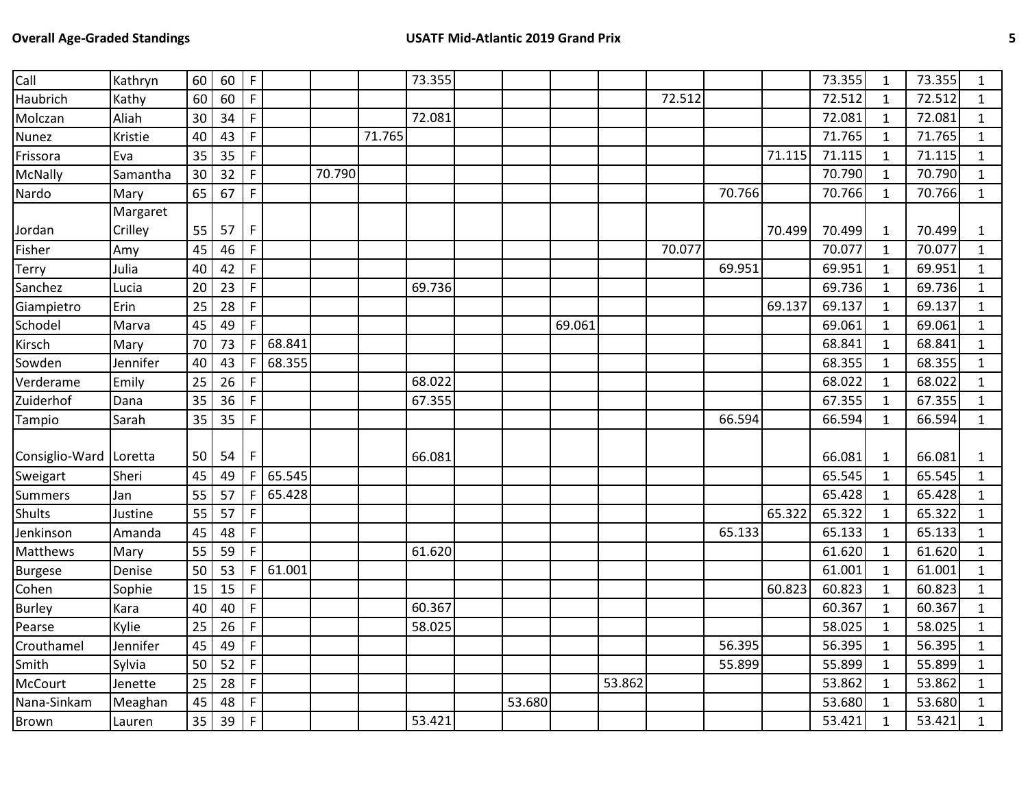| | | | | | | | | | | | | | | | | | | | |
|---|---|---|---|---|---|---|---|---|---|---|---|---|---|---|---|---|---|---|---|
| Call | Kathryn | 60 | 60 | F | | | | 73.355 | | | | | | | | 73.355 | 1 | 73.355 | 1 |
| Haubrich | Kathy | 60 | 60 | F | | | | | | | | | 72.512 | | | 72.512 | 1 | 72.512 | 1 |
| Molczan | Aliah | 30 | 34 | F | | | | 72.081 | | | | | | | | 72.081 | 1 | 72.081 | 1 |
| Nunez | Kristie | 40 | 43 | F | | | 71.765 | | | | | | | | | 71.765 | 1 | 71.765 | 1 |
| Frissora | Eva | 35 | 35 | F | | | | | | | | | | | 71.115 | 71.115 | 1 | 71.115 | 1 |
| McNally | Samantha | 30 | 32 | F | | 70.790 | | | | | | | | | | 70.790 | 1 | 70.790 | 1 |
| Nardo | Mary | 65 | 67 | F | | | | | | | | | | 70.766 | | 70.766 | 1 | 70.766 | 1 |
| Jordan | Margaret Crilley | 55 | 57 | F | | | | | | | | | | | 70.499 | 70.499 | 1 | 70.499 | 1 |
| Fisher | Amy | 45 | 46 | F | | | | | | | | | 70.077 | | | 70.077 | 1 | 70.077 | 1 |
| Terry | Julia | 40 | 42 | F | | | | | | | | | | 69.951 | | 69.951 | 1 | 69.951 | 1 |
| Sanchez | Lucia | 20 | 23 | F | | | | 69.736 | | | | | | | | 69.736 | 1 | 69.736 | 1 |
| Giampietro | Erin | 25 | 28 | F | | | | | | | | | | | 69.137 | 69.137 | 1 | 69.137 | 1 |
| Schodel | Marva | 45 | 49 | F | | | | | | | 69.061 | | | | | 69.061 | 1 | 69.061 | 1 |
| Kirsch | Mary | 70 | 73 | F | 68.841 | | | | | | | | | | | 68.841 | 1 | 68.841 | 1 |
| Sowden | Jennifer | 40 | 43 | F | 68.355 | | | | | | | | | | | 68.355 | 1 | 68.355 | 1 |
| Verderame | Emily | 25 | 26 | F | | | | 68.022 | | | | | | | | 68.022 | 1 | 68.022 | 1 |
| Zuiderhof | Dana | 35 | 36 | F | | | | 67.355 | | | | | | | | 67.355 | 1 | 67.355 | 1 |
| Tampio | Sarah | 35 | 35 | F | | | | | | | | | | 66.594 | | 66.594 | 1 | 66.594 | 1 |
| Consiglio-Ward | Loretta | 50 | 54 | F | | | | 66.081 | | | | | | | | 66.081 | 1 | 66.081 | 1 |
| Sweigart | Sheri | 45 | 49 | F | 65.545 | | | | | | | | | | | 65.545 | 1 | 65.545 | 1 |
| Summers | Jan | 55 | 57 | F | 65.428 | | | | | | | | | | | 65.428 | 1 | 65.428 | 1 |
| Shults | Justine | 55 | 57 | F | | | | | | | | | | | 65.322 | 65.322 | 1 | 65.322 | 1 |
| Jenkinson | Amanda | 45 | 48 | F | | | | | | | | | | 65.133 | | 65.133 | 1 | 65.133 | 1 |
| Matthews | Mary | 55 | 59 | F | | | | 61.620 | | | | | | | | 61.620 | 1 | 61.620 | 1 |
| Burgese | Denise | 50 | 53 | F | 61.001 | | | | | | | | | | | 61.001 | 1 | 61.001 | 1 |
| Cohen | Sophie | 15 | 15 | F | | | | | | | | | | | 60.823 | 60.823 | 1 | 60.823 | 1 |
| Burley | Kara | 40 | 40 | F | | | | 60.367 | | | | | | | | 60.367 | 1 | 60.367 | 1 |
| Pearse | Kylie | 25 | 26 | F | | | | 58.025 | | | | | | | | 58.025 | 1 | 58.025 | 1 |
| Crouthamel | Jennifer | 45 | 49 | F | | | | | | | | | | 56.395 | | 56.395 | 1 | 56.395 | 1 |
| Smith | Sylvia | 50 | 52 | F | | | | | | | | | | 55.899 | | 55.899 | 1 | 55.899 | 1 |
| McCourt | Jenette | 25 | 28 | F | | | | | | | | 53.862 | | | | 53.862 | 1 | 53.862 | 1 |
| Nana-Sinkam | Meaghan | 45 | 48 | F | | | | | | 53.680 | | | | | | 53.680 | 1 | 53.680 | 1 |
| Brown | Lauren | 35 | 39 | F | | | | 53.421 | | | | | | | | 53.421 | 1 | 53.421 | 1 |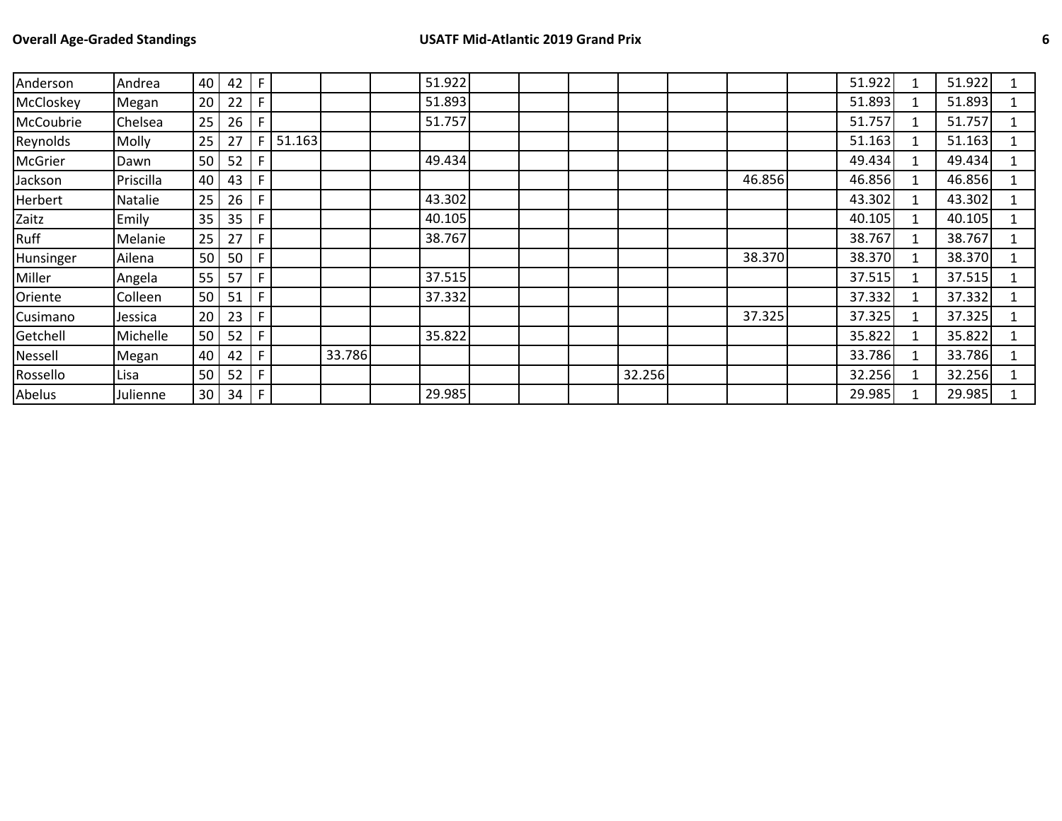| | | | | | | | | | | | | | | | | | | | |
|---|---|---|---|---|---|---|---|---|---|---|---|---|---|---|---|---|---|---|---|
| Anderson | Andrea | 40 | 42 | F | | | | 51.922 | | | | | | | | 51.922 | 1 | 51.922 | 1 |
| McCloskey | Megan | 20 | 22 | F | | | | 51.893 | | | | | | | | 51.893 | 1 | 51.893 | 1 |
| McCoubrie | Chelsea | 25 | 26 | F | | | | 51.757 | | | | | | | | 51.757 | 1 | 51.757 | 1 |
| Reynolds | Molly | 25 | 27 | F | 51.163 | | | | | | | | | | | 51.163 | 1 | 51.163 | 1 |
| McGrier | Dawn | 50 | 52 | F | | | | 49.434 | | | | | | | | 49.434 | 1 | 49.434 | 1 |
| Jackson | Priscilla | 40 | 43 | F | | | | | | | | | | 46.856 | | 46.856 | 1 | 46.856 | 1 |
| Herbert | Natalie | 25 | 26 | F | | | | 43.302 | | | | | | | | 43.302 | 1 | 43.302 | 1 |
| Zaitz | Emily | 35 | 35 | F | | | | 40.105 | | | | | | | | 40.105 | 1 | 40.105 | 1 |
| Ruff | Melanie | 25 | 27 | F | | | | 38.767 | | | | | | | | 38.767 | 1 | 38.767 | 1 |
| Hunsinger | Ailena | 50 | 50 | F | | | | | | | | | | 38.370 | | 38.370 | 1 | 38.370 | 1 |
| Miller | Angela | 55 | 57 | F | | | | 37.515 | | | | | | | | 37.515 | 1 | 37.515 | 1 |
| Oriente | Colleen | 50 | 51 | F | | | | 37.332 | | | | | | | | 37.332 | 1 | 37.332 | 1 |
| Cusimano | Jessica | 20 | 23 | F | | | | | | | | | | 37.325 | | 37.325 | 1 | 37.325 | 1 |
| Getchell | Michelle | 50 | 52 | F | | | | 35.822 | | | | | | | | 35.822 | 1 | 35.822 | 1 |
| Nessell | Megan | 40 | 42 | F | | 33.786 | | | | | | | | | | 33.786 | 1 | 33.786 | 1 |
| Rossello | Lisa | 50 | 52 | F | | | | | | | | 32.256 | | | | 32.256 | 1 | 32.256 | 1 |
| Abelus | Julienne | 30 | 34 | F | | | | 29.985 | | | | | | | | 29.985 | 1 | 29.985 | 1 |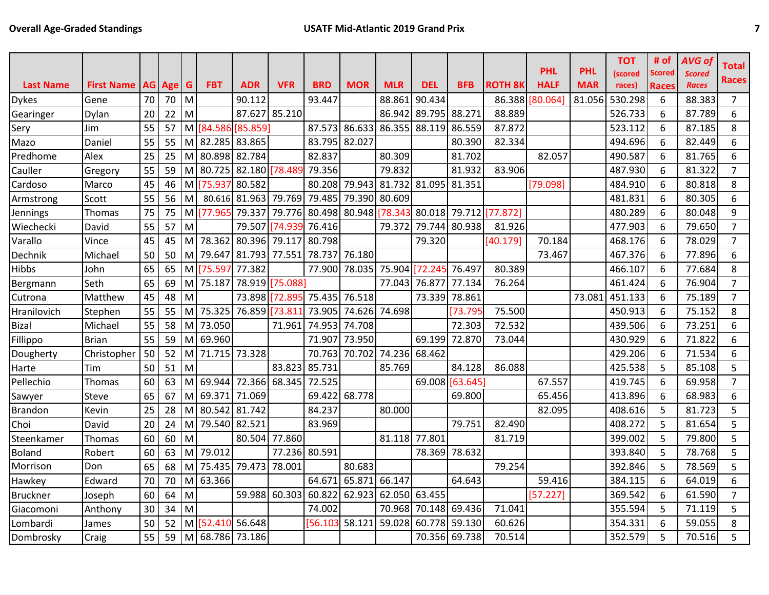**Overall Age-Graded Standings** — **USATF Mid-Atlantic 2019 Grand Prix**

| Last Name | First Name | AG | Age | G | FBT | ADR | VFR | BRD | MOR | MLR | DEL | BFB | ROTH 8K | PHL HALF | PHL MAR | TOT (scored races) | # of Scored Races | AVG of Scored Races | Total Races |
|---|---|---|---|---|---|---|---|---|---|---|---|---|---|---|---|---|---|---|---|
| Dykes | Gene | 70 | 70 | M | | 90.112 | | 93.447 | | 88.861 | 90.434 | | 86.388 | [80.064] | 81.056 | 530.298 | 6 | 88.383 | 7 |
| Gearinger | Dylan | 20 | 22 | M | | 87.627 | 85.210 | | | 86.942 | 89.795 | 88.271 | 88.889 | | | 526.733 | 6 | 87.789 | 6 |
| Sery | Jim | 55 | 57 | M | [84.586 | [85.859] | | 87.573 | 86.633 | 86.355 | 88.119 | 86.559 | 87.872 | | | 523.112 | 6 | 87.185 | 8 |
| Mazo | Daniel | 55 | 55 | M | 82.285 | 83.865 | | 83.795 | 82.027 | | | 80.390 | 82.334 | | | 494.696 | 6 | 82.449 | 6 |
| Predhome | Alex | 25 | 25 | M | 80.898 | 82.784 | | 82.837 | | 80.309 | | 81.702 | | 82.057 | | 490.587 | 6 | 81.765 | 6 |
| Cauller | Gregory | 55 | 59 | M | 80.725 | 82.180 | [78.489 | 79.356 | | 79.832 | | 81.932 | 83.906 | | | 487.930 | 6 | 81.322 | 7 |
| Cardoso | Marco | 45 | 46 | M | [75.937 | 80.582 | | 80.208 | 79.943 | 81.732 | 81.095 | 81.351 | | [79.098] | | 484.910 | 6 | 80.818 | 8 |
| Armstrong | Scott | 55 | 56 | M | 80.616 | 81.963 | 79.769 | 79.485 | 79.390 | 80.609 | | | | | | 481.831 | 6 | 80.305 | 6 |
| Jennings | Thomas | 75 | 75 | M | [77.965 | 79.337 | 79.776 | 80.498 | 80.948 | [78.343 | 80.018 | 79.712 | [77.872] | | | 480.289 | 6 | 80.048 | 9 |
| Wiechecki | David | 55 | 57 | M | | 79.507 | [74.939 | 76.416 | | 79.372 | 79.744 | 80.938 | 81.926 | | | 477.903 | 6 | 79.650 | 7 |
| Varallo | Vince | 45 | 45 | M | 78.362 | 80.396 | 79.117 | 80.798 | | | 79.320 | | [40.179] | 70.184 | | 468.176 | 6 | 78.029 | 7 |
| Dechnik | Michael | 50 | 50 | M | 79.647 | 81.793 | 77.551 | 78.737 | 76.180 | | | | | 73.467 | | 467.376 | 6 | 77.896 | 6 |
| Hibbs | John | 65 | 65 | M | [75.597 | 77.382 | | 77.900 | 78.035 | 75.904 | [72.245 | 76.497 | 80.389 | | | 466.107 | 6 | 77.684 | 8 |
| Bergmann | Seth | 65 | 69 | M | 75.187 | 78.919 | [75.088] | | | 77.043 | 76.877 | 77.134 | 76.264 | | | 461.424 | 6 | 76.904 | 7 |
| Cutrona | Matthew | 45 | 48 | M | | 73.898 | [72.895 | 75.435 | 76.518 | | 73.339 | 78.861 | | | 73.081 | 451.133 | 6 | 75.189 | 7 |
| Hranilovich | Stephen | 55 | 55 | M | 75.325 | 76.859 | [73.811 | 73.905 | 74.626 | 74.698 | | [73.795 | 75.500 | | | 450.913 | 6 | 75.152 | 8 |
| Bizal | Michael | 55 | 58 | M | 73.050 | | 71.961 | 74.953 | 74.708 | | | 72.303 | 72.532 | | | 439.506 | 6 | 73.251 | 6 |
| Fillippo | Brian | 55 | 59 | M | 69.960 | | | 71.907 | 73.950 | | 69.199 | 72.870 | 73.044 | | | 430.929 | 6 | 71.822 | 6 |
| Dougherty | Christopher | 50 | 52 | M | 71.715 | 73.328 | | 70.763 | 70.702 | 74.236 | 68.462 | | | | | 429.206 | 6 | 71.534 | 6 |
| Harte | Tim | 50 | 51 | M | | | 83.823 | 85.731 | | 85.769 | | 84.128 | 86.088 | | | 425.538 | 5 | 85.108 | 5 |
| Pellechio | Thomas | 60 | 63 | M | 69.944 | 72.366 | 68.345 | 72.525 | | | 69.008 | [63.645] | | 67.557 | | 419.745 | 6 | 69.958 | 7 |
| Sawyer | Steve | 65 | 67 | M | 69.371 | 71.069 | | 69.422 | 68.778 | | | 69.800 | | 65.456 | | 413.896 | 6 | 68.983 | 6 |
| Brandon | Kevin | 25 | 28 | M | 80.542 | 81.742 | | 84.237 | | 80.000 | | | | 82.095 | | 408.616 | 5 | 81.723 | 5 |
| Choi | David | 20 | 24 | M | 79.540 | 82.521 | | 83.969 | | | | 79.751 | 82.490 | | | 408.272 | 5 | 81.654 | 5 |
| Steenkamer | Thomas | 60 | 60 | M | | 80.504 | 77.860 | | | 81.118 | 77.801 | | 81.719 | | | 399.002 | 5 | 79.800 | 5 |
| Boland | Robert | 60 | 63 | M | 79.012 | | 77.236 | 80.591 | | | 78.369 | 78.632 | | | | 393.840 | 5 | 78.768 | 5 |
| Morrison | Don | 65 | 68 | M | 75.435 | 79.473 | 78.001 | | 80.683 | | | | 79.254 | | | 392.846 | 5 | 78.569 | 5 |
| Hawkey | Edward | 70 | 70 | M | 63.366 | | | 64.671 | 65.871 | 66.147 | | 64.643 | | 59.416 | | 384.115 | 6 | 64.019 | 6 |
| Bruckner | Joseph | 60 | 64 | M | | 59.988 | 60.303 | 60.822 | 62.923 | 62.050 | 63.455 | | | [57.227] | | 369.542 | 6 | 61.590 | 7 |
| Giacomoni | Anthony | 30 | 34 | M | | | | 74.002 | | 70.968 | 70.148 | 69.436 | 71.041 | | | 355.594 | 5 | 71.119 | 5 |
| Lombardi | James | 50 | 52 | M | [52.410 | 56.648 | | [56.103 | 58.121 | 59.028 | 60.778 | 59.130 | 60.626 | | | 354.331 | 6 | 59.055 | 8 |
| Dombrosky | Craig | 55 | 59 | M | 68.786 | 73.186 | | | | | 70.356 | 69.738 | 70.514 | | | 352.579 | 5 | 70.516 | 5 |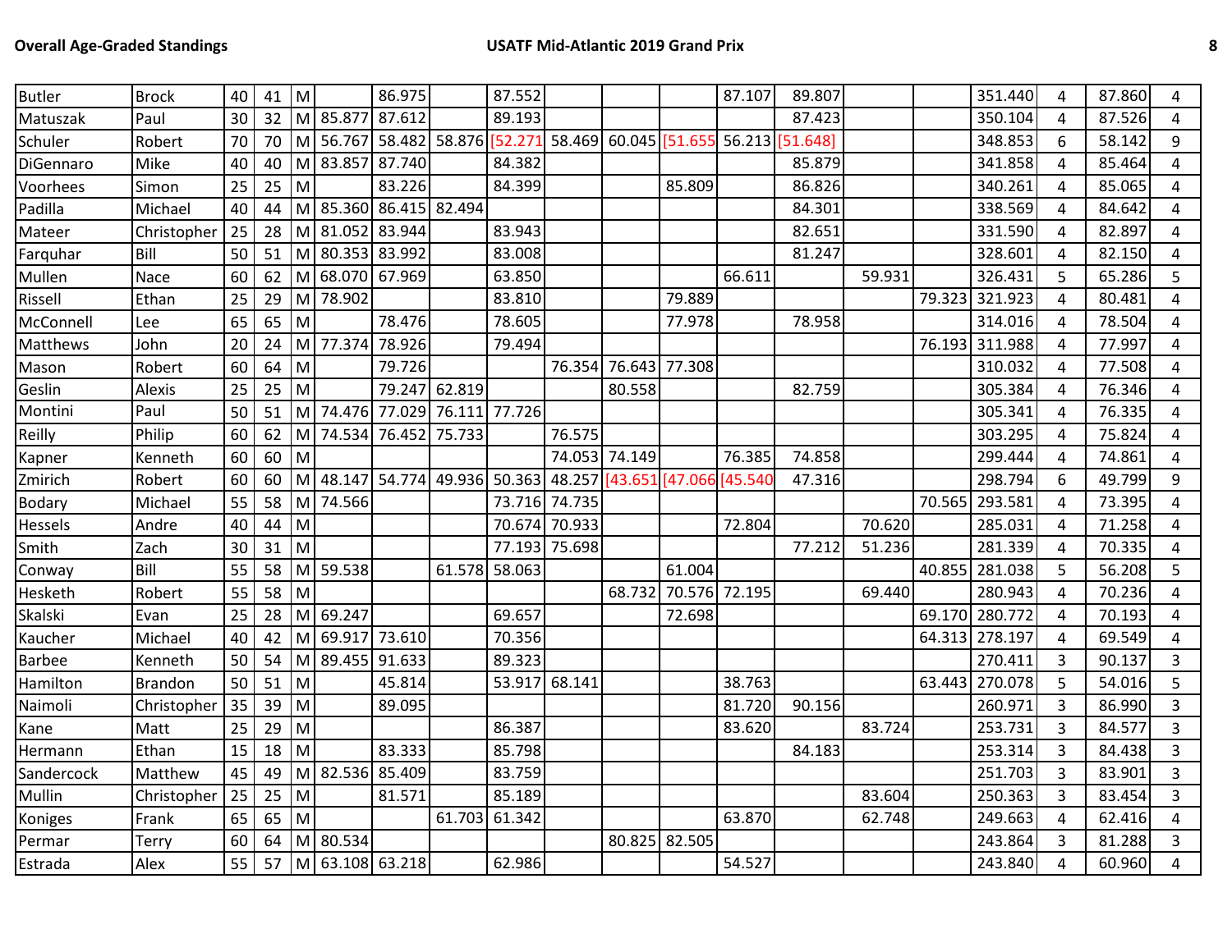| | | | | | | | | | | | | | | | | | | | |
|---|---|---|---|---|---|---|---|---|---|---|---|---|---|---|---|---|---|---|---|
| Butler | Brock | 40 | 41 | M | | 86.975 | | 87.552 | | | | 87.107 | 89.807 | | | 351.440 | 4 | 87.860 | 4 |
| Matuszak | Paul | 30 | 32 | M | 85.877 | 87.612 | | 89.193 | | | | | 87.423 | | | 350.104 | 4 | 87.526 | 4 |
| Schuler | Robert | 70 | 70 | M | 56.767 | 58.482 | 58.876 | [52.271 | 58.469 | 60.045 | [51.655 | 56.213 | [51.648] | | | 348.853 | 6 | 58.142 | 9 |
| DiGennaro | Mike | 40 | 40 | M | 83.857 | 87.740 | | 84.382 | | | | | 85.879 | | | 341.858 | 4 | 85.464 | 4 |
| Voorhees | Simon | 25 | 25 | M | | 83.226 | | 84.399 | | | 85.809 | | 86.826 | | | 340.261 | 4 | 85.065 | 4 |
| Padilla | Michael | 40 | 44 | M | 85.360 | 86.415 | 82.494 | | | | | | 84.301 | | | 338.569 | 4 | 84.642 | 4 |
| Mateer | Christopher | 25 | 28 | M | 81.052 | 83.944 | | 83.943 | | | | | 82.651 | | | 331.590 | 4 | 82.897 | 4 |
| Farquhar | Bill | 50 | 51 | M | 80.353 | 83.992 | | 83.008 | | | | | 81.247 | | | 328.601 | 4 | 82.150 | 4 |
| Mullen | Nace | 60 | 62 | M | 68.070 | 67.969 | | 63.850 | | | | 66.611 | | 59.931 | | 326.431 | 5 | 65.286 | 5 |
| Rissell | Ethan | 25 | 29 | M | 78.902 | | | 83.810 | | | 79.889 | | | | 79.323 | 321.923 | 4 | 80.481 | 4 |
| McConnell | Lee | 65 | 65 | M | | 78.476 | | 78.605 | | | 77.978 | | 78.958 | | | 314.016 | 4 | 78.504 | 4 |
| Matthews | John | 20 | 24 | M | 77.374 | 78.926 | | 79.494 | | | | | | | 76.193 | 311.988 | 4 | 77.997 | 4 |
| Mason | Robert | 60 | 64 | M | | 79.726 | | | 76.354 | 76.643 | 77.308 | | | | | 310.032 | 4 | 77.508 | 4 |
| Geslin | Alexis | 25 | 25 | M | | 79.247 | 62.819 | | | 80.558 | | | 82.759 | | | 305.384 | 4 | 76.346 | 4 |
| Montini | Paul | 50 | 51 | M | 74.476 | 77.029 | 76.111 | 77.726 | | | | | | | | 305.341 | 4 | 76.335 | 4 |
| Reilly | Philip | 60 | 62 | M | 74.534 | 76.452 | 75.733 | | 76.575 | | | | | | | 303.295 | 4 | 75.824 | 4 |
| Kapner | Kenneth | 60 | 60 | M | | | | | 74.053 | 74.149 | | 76.385 | 74.858 | | | 299.444 | 4 | 74.861 | 4 |
| Zmirich | Robert | 60 | 60 | M | 48.147 | 54.774 | 49.936 | 50.363 | 48.257 | [43.651 | [47.066 | [45.540 | 47.316 | | | 298.794 | 6 | 49.799 | 9 |
| Bodary | Michael | 55 | 58 | M | 74.566 | | | 73.716 | 74.735 | | | | | | 70.565 | 293.581 | 4 | 73.395 | 4 |
| Hessels | Andre | 40 | 44 | M | | | | 70.674 | 70.933 | | | 72.804 | | 70.620 | | 285.031 | 4 | 71.258 | 4 |
| Smith | Zach | 30 | 31 | M | | | | 77.193 | 75.698 | | | | 77.212 | 51.236 | | 281.339 | 4 | 70.335 | 4 |
| Conway | Bill | 55 | 58 | M | 59.538 | | 61.578 | 58.063 | | | 61.004 | | | | 40.855 | 281.038 | 5 | 56.208 | 5 |
| Hesketh | Robert | 55 | 58 | M | | | | | | 68.732 | 70.576 | 72.195 | | 69.440 | | 280.943 | 4 | 70.236 | 4 |
| Skalski | Evan | 25 | 28 | M | 69.247 | | | 69.657 | | | 72.698 | | | | 69.170 | 280.772 | 4 | 70.193 | 4 |
| Kaucher | Michael | 40 | 42 | M | 69.917 | 73.610 | | 70.356 | | | | | | | 64.313 | 278.197 | 4 | 69.549 | 4 |
| Barbee | Kenneth | 50 | 54 | M | 89.455 | 91.633 | | 89.323 | | | | | | | | 270.411 | 3 | 90.137 | 3 |
| Hamilton | Brandon | 50 | 51 | M | | 45.814 | | 53.917 | 68.141 | | | 38.763 | | | 63.443 | 270.078 | 5 | 54.016 | 5 |
| Naimoli | Christopher | 35 | 39 | M | | 89.095 | | | | | | 81.720 | 90.156 | | | 260.971 | 3 | 86.990 | 3 |
| Kane | Matt | 25 | 29 | M | | | | 86.387 | | | | 83.620 | | 83.724 | | 253.731 | 3 | 84.577 | 3 |
| Hermann | Ethan | 15 | 18 | M | | 83.333 | | 85.798 | | | | | 84.183 | | | 253.314 | 3 | 84.438 | 3 |
| Sandercock | Matthew | 45 | 49 | M | 82.536 | 85.409 | | 83.759 | | | | | | | | 251.703 | 3 | 83.901 | 3 |
| Mullin | Christopher | 25 | 25 | M | | 81.571 | | 85.189 | | | | | | 83.604 | | 250.363 | 3 | 83.454 | 3 |
| Koniges | Frank | 65 | 65 | M | | | 61.703 | 61.342 | | | | 63.870 | | 62.748 | | 249.663 | 4 | 62.416 | 4 |
| Permar | Terry | 60 | 64 | M | 80.534 | | | | | 80.825 | 82.505 | | | | | 243.864 | 3 | 81.288 | 3 |
| Estrada | Alex | 55 | 57 | M | 63.108 | 63.218 | | 62.986 | | | | 54.527 | | | | 243.840 | 4 | 60.960 | 4 |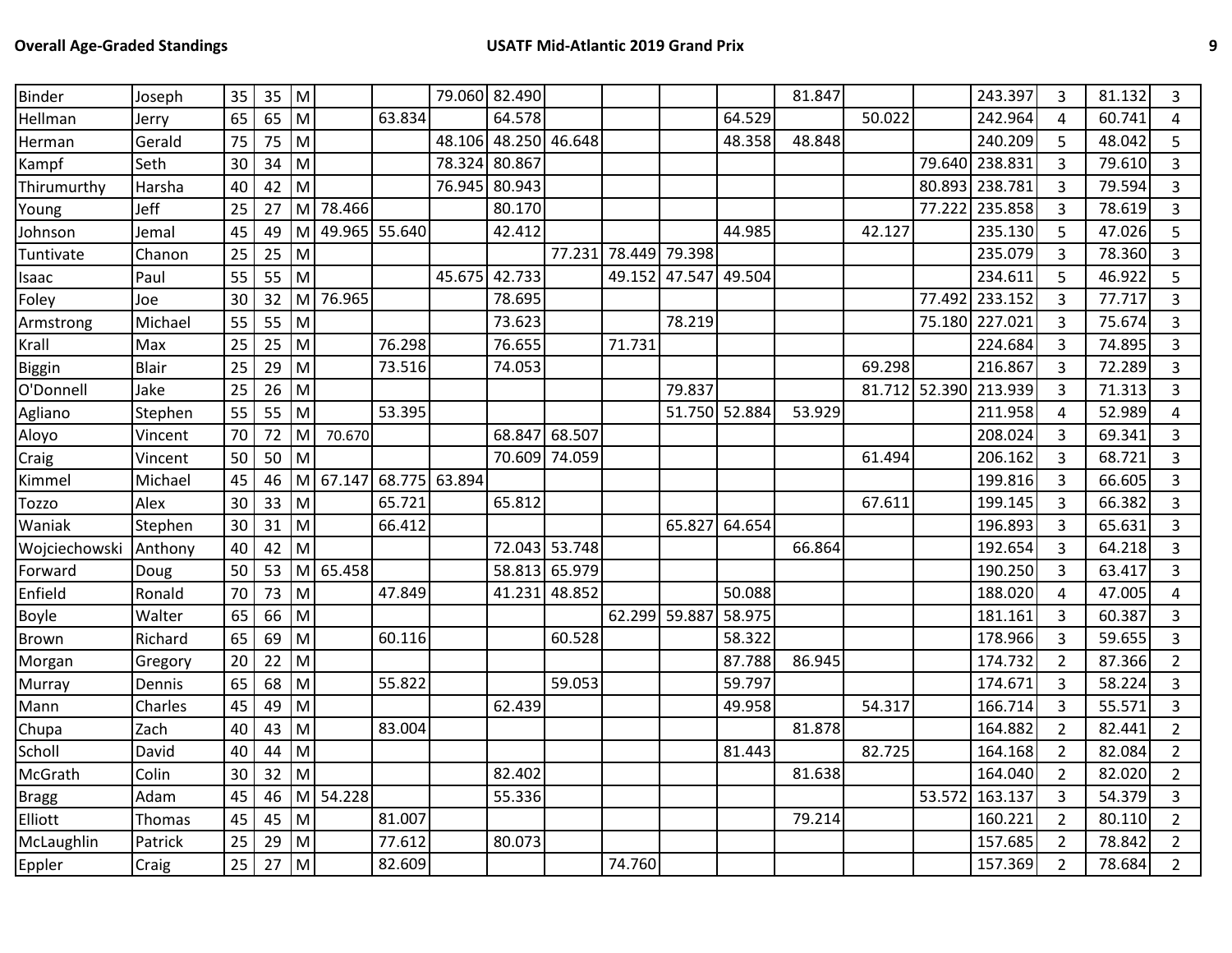| | | | | | | | | | | | | | | | | | | | |
|---|---|---|---|---|---|---|---|---|---|---|---|---|---|---|---|---|---|---|---|
| Binder | Joseph | 35 | 35 | M | | | 79.060 | 82.490 | | | | | 81.847 | | | 243.397 | 3 | 81.132 | 3 |
| Hellman | Jerry | 65 | 65 | M | | 63.834 | | 64.578 | | | | 64.529 | | 50.022 | | 242.964 | 4 | 60.741 | 4 |
| Herman | Gerald | 75 | 75 | M | | | 48.106 | 48.250 | 46.648 | | | 48.358 | 48.848 | | | 240.209 | 5 | 48.042 | 5 |
| Kampf | Seth | 30 | 34 | M | | | 78.324 | 80.867 | | | | | | | 79.640 | 238.831 | 3 | 79.610 | 3 |
| Thirumurthy | Harsha | 40 | 42 | M | | | 76.945 | 80.943 | | | | | | | 80.893 | 238.781 | 3 | 79.594 | 3 |
| Young | Jeff | 25 | 27 | M | 78.466 | | | 80.170 | | | | | | | 77.222 | 235.858 | 3 | 78.619 | 3 |
| Johnson | Jemal | 45 | 49 | M | 49.965 | 55.640 | | 42.412 | | | | 44.985 | | 42.127 | | 235.130 | 5 | 47.026 | 5 |
| Tuntivate | Chanon | 25 | 25 | M | | | | | 77.231 | 78.449 | 79.398 | | | | | 235.079 | 3 | 78.360 | 3 |
| Isaac | Paul | 55 | 55 | M | | | 45.675 | 42.733 | | 49.152 | 47.547 | 49.504 | | | | 234.611 | 5 | 46.922 | 5 |
| Foley | Joe | 30 | 32 | M | 76.965 | | | 78.695 | | | | | | | 77.492 | 233.152 | 3 | 77.717 | 3 |
| Armstrong | Michael | 55 | 55 | M | | | | 73.623 | | | 78.219 | | | | 75.180 | 227.021 | 3 | 75.674 | 3 |
| Krall | Max | 25 | 25 | M | | 76.298 | | 76.655 | | 71.731 | | | | | | 224.684 | 3 | 74.895 | 3 |
| Biggin | Blair | 25 | 29 | M | | 73.516 | | 74.053 | | | | | | 69.298 | | 216.867 | 3 | 72.289 | 3 |
| O'Donnell | Jake | 25 | 26 | M | | | | | | | 79.837 | | | 81.712 | 52.390 | 213.939 | 3 | 71.313 | 3 |
| Agliano | Stephen | 55 | 55 | M | | 53.395 | | | | | 51.750 | 52.884 | 53.929 | | | 211.958 | 4 | 52.989 | 4 |
| Aloyo | Vincent | 70 | 72 | M | 70.670 | | | 68.847 | 68.507 | | | | | | | 208.024 | 3 | 69.341 | 3 |
| Craig | Vincent | 50 | 50 | M | | | | 70.609 | 74.059 | | | | | 61.494 | | 206.162 | 3 | 68.721 | 3 |
| Kimmel | Michael | 45 | 46 | M | 67.147 | 68.775 | 63.894 | | | | | | | | | 199.816 | 3 | 66.605 | 3 |
| Tozzo | Alex | 30 | 33 | M | | 65.721 | | 65.812 | | | | | | 67.611 | | 199.145 | 3 | 66.382 | 3 |
| Waniak | Stephen | 30 | 31 | M | | 66.412 | | | | | 65.827 | 64.654 | | | | 196.893 | 3 | 65.631 | 3 |
| Wojciechowski | Anthony | 40 | 42 | M | | | | 72.043 | 53.748 | | | | 66.864 | | | 192.654 | 3 | 64.218 | 3 |
| Forward | Doug | 50 | 53 | M | 65.458 | | | 58.813 | 65.979 | | | | | | | 190.250 | 3 | 63.417 | 3 |
| Enfield | Ronald | 70 | 73 | M | | 47.849 | | 41.231 | 48.852 | | | 50.088 | | | | 188.020 | 4 | 47.005 | 4 |
| Boyle | Walter | 65 | 66 | M | | | | | | 62.299 | 59.887 | 58.975 | | | | 181.161 | 3 | 60.387 | 3 |
| Brown | Richard | 65 | 69 | M | | 60.116 | | | 60.528 | | | 58.322 | | | | 178.966 | 3 | 59.655 | 3 |
| Morgan | Gregory | 20 | 22 | M | | | | | | | | 87.788 | 86.945 | | | 174.732 | 2 | 87.366 | 2 |
| Murray | Dennis | 65 | 68 | M | | 55.822 | | | 59.053 | | | 59.797 | | | | 174.671 | 3 | 58.224 | 3 |
| Mann | Charles | 45 | 49 | M | | | | 62.439 | | | | 49.958 | | 54.317 | | 166.714 | 3 | 55.571 | 3 |
| Chupa | Zach | 40 | 43 | M | | 83.004 | | | | | | | 81.878 | | | 164.882 | 2 | 82.441 | 2 |
| Scholl | David | 40 | 44 | M | | | | | | | | 81.443 | | 82.725 | | 164.168 | 2 | 82.084 | 2 |
| McGrath | Colin | 30 | 32 | M | | | | 82.402 | | | | | 81.638 | | | 164.040 | 2 | 82.020 | 2 |
| Bragg | Adam | 45 | 46 | M | 54.228 | | | 55.336 | | | | | | | 53.572 | 163.137 | 3 | 54.379 | 3 |
| Elliott | Thomas | 45 | 45 | M | | 81.007 | | | | | | | 79.214 | | | 160.221 | 2 | 80.110 | 2 |
| McLaughlin | Patrick | 25 | 29 | M | | 77.612 | | 80.073 | | | | | | | | 157.685 | 2 | 78.842 | 2 |
| Eppler | Craig | 25 | 27 | M | | 82.609 | | | | 74.760 | | | | | | 157.369 | 2 | 78.684 | 2 |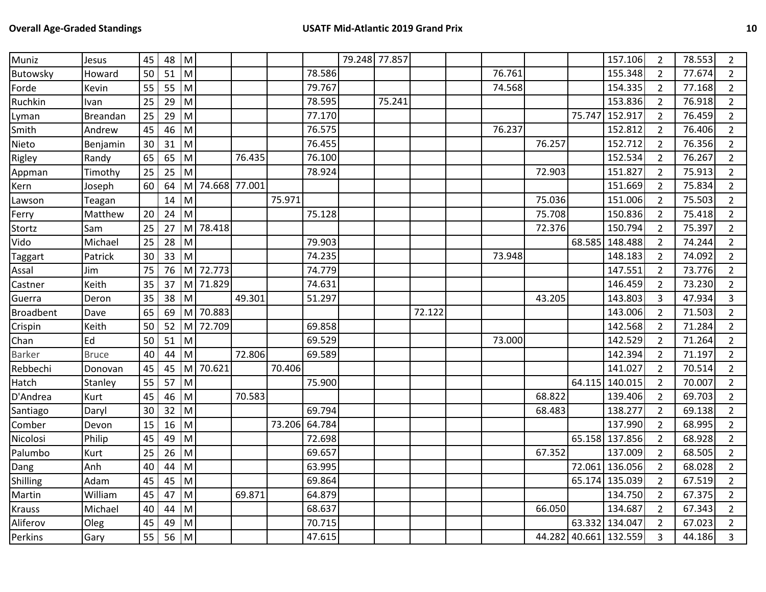| | | | | | | | | | | | | | | | | | | | |
|---|---|---|---|---|---|---|---|---|---|---|---|---|---|---|---|---|---|---|---|
| Muniz | Jesus | 45 | 48 | M | | | | | 79.248 | 77.857 | | | | | | 157.106 | 2 | 78.553 | 2 |
| Butowsky | Howard | 50 | 51 | M | | | | 78.586 | | | | | 76.761 | | | 155.348 | 2 | 77.674 | 2 |
| Forde | Kevin | 55 | 55 | M | | | | 79.767 | | | | | 74.568 | | | 154.335 | 2 | 77.168 | 2 |
| Ruchkin | Ivan | 25 | 29 | M | | | | 78.595 | | 75.241 | | | | | | 153.836 | 2 | 76.918 | 2 |
| Lyman | Breandan | 25 | 29 | M | | | | 77.170 | | | | | | | 75.747 | 152.917 | 2 | 76.459 | 2 |
| Smith | Andrew | 45 | 46 | M | | | | 76.575 | | | | | 76.237 | | | 152.812 | 2 | 76.406 | 2 |
| Nieto | Benjamin | 30 | 31 | M | | | | 76.455 | | | | | | 76.257 | | 152.712 | 2 | 76.356 | 2 |
| Rigley | Randy | 65 | 65 | M | | 76.435 | | 76.100 | | | | | | | | 152.534 | 2 | 76.267 | 2 |
| Appman | Timothy | 25 | 25 | M | | | | 78.924 | | | | | | 72.903 | | 151.827 | 2 | 75.913 | 2 |
| Kern | Joseph | 60 | 64 | M | 74.668 | 77.001 | | | | | | | | | | 151.669 | 2 | 75.834 | 2 |
| Lawson | Teagan | | 14 | M | | | 75.971 | | | | | | | 75.036 | | 151.006 | 2 | 75.503 | 2 |
| Ferry | Matthew | 20 | 24 | M | | | | 75.128 | | | | | | 75.708 | | 150.836 | 2 | 75.418 | 2 |
| Stortz | Sam | 25 | 27 | M | 78.418 | | | | | | | | | 72.376 | | 150.794 | 2 | 75.397 | 2 |
| Vido | Michael | 25 | 28 | M | | | | 79.903 | | | | | | | 68.585 | 148.488 | 2 | 74.244 | 2 |
| Taggart | Patrick | 30 | 33 | M | | | | 74.235 | | | | | 73.948 | | | 148.183 | 2 | 74.092 | 2 |
| Assal | Jim | 75 | 76 | M | 72.773 | | | 74.779 | | | | | | | | 147.551 | 2 | 73.776 | 2 |
| Castner | Keith | 35 | 37 | M | 71.829 | | | 74.631 | | | | | | | | 146.459 | 2 | 73.230 | 2 |
| Guerra | Deron | 35 | 38 | M | | 49.301 | | 51.297 | | | | | | 43.205 | | 143.803 | 3 | 47.934 | 3 |
| Broadbent | Dave | 65 | 69 | M | 70.883 | | | | | | 72.122 | | | | | 143.006 | 2 | 71.503 | 2 |
| Crispin | Keith | 50 | 52 | M | 72.709 | | | 69.858 | | | | | | | | 142.568 | 2 | 71.284 | 2 |
| Chan | Ed | 50 | 51 | M | | | | 69.529 | | | | | 73.000 | | | 142.529 | 2 | 71.264 | 2 |
| Barker | Bruce | 40 | 44 | M | | 72.806 | | 69.589 | | | | | | | | 142.394 | 2 | 71.197 | 2 |
| Rebbechi | Donovan | 45 | 45 | M | 70.621 | | 70.406 | | | | | | | | | 141.027 | 2 | 70.514 | 2 |
| Hatch | Stanley | 55 | 57 | M | | | | 75.900 | | | | | | | 64.115 | 140.015 | 2 | 70.007 | 2 |
| D'Andrea | Kurt | 45 | 46 | M | | 70.583 | | | | | | | | 68.822 | | 139.406 | 2 | 69.703 | 2 |
| Santiago | Daryl | 30 | 32 | M | | | | 69.794 | | | | | | 68.483 | | 138.277 | 2 | 69.138 | 2 |
| Comber | Devon | 15 | 16 | M | | | 73.206 | 64.784 | | | | | | | | 137.990 | 2 | 68.995 | 2 |
| Nicolosi | Philip | 45 | 49 | M | | | | 72.698 | | | | | | | 65.158 | 137.856 | 2 | 68.928 | 2 |
| Palumbo | Kurt | 25 | 26 | M | | | | 69.657 | | | | | | 67.352 | | 137.009 | 2 | 68.505 | 2 |
| Dang | Anh | 40 | 44 | M | | | | 63.995 | | | | | | | 72.061 | 136.056 | 2 | 68.028 | 2 |
| Shilling | Adam | 45 | 45 | M | | | | 69.864 | | | | | | | 65.174 | 135.039 | 2 | 67.519 | 2 |
| Martin | William | 45 | 47 | M | | 69.871 | | 64.879 | | | | | | | | 134.750 | 2 | 67.375 | 2 |
| Krauss | Michael | 40 | 44 | M | | | | 68.637 | | | | | | 66.050 | | 134.687 | 2 | 67.343 | 2 |
| Aliferov | Oleg | 45 | 49 | M | | | | 70.715 | | | | | | | 63.332 | 134.047 | 2 | 67.023 | 2 |
| Perkins | Gary | 55 | 56 | M | | | | 47.615 | | | | | | 44.282 | 40.661 | 132.559 | 3 | 44.186 | 3 |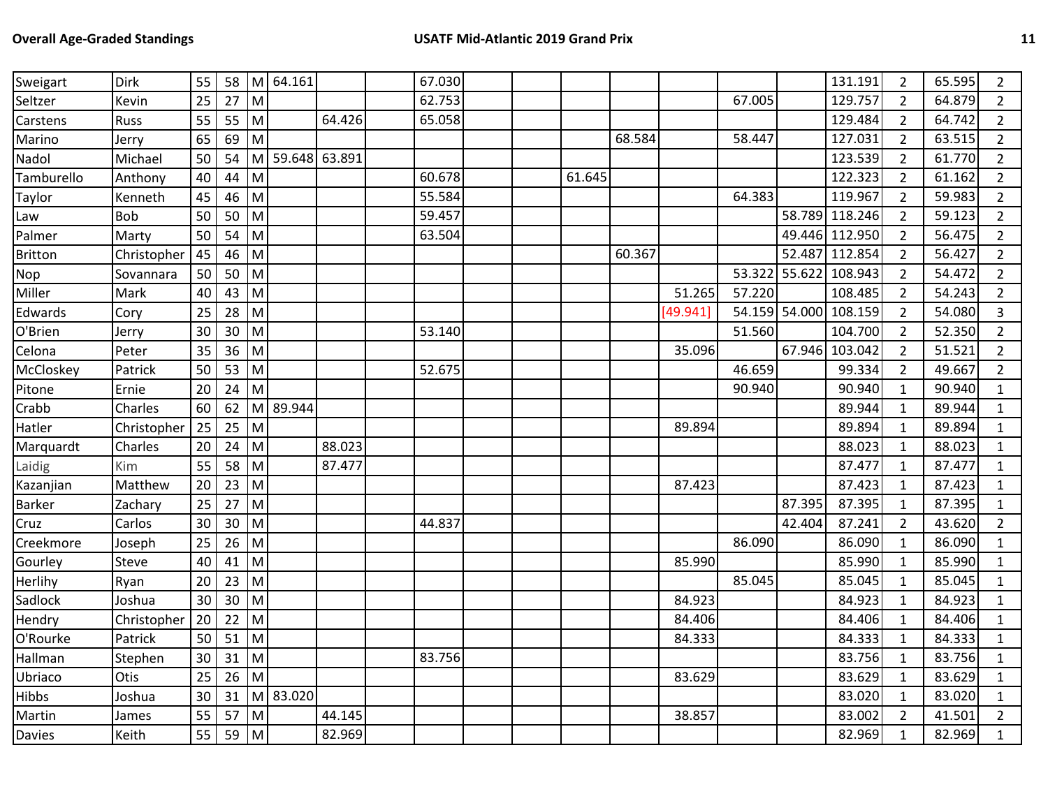| | | | | | | | | | | | | | | | | | | | |
|---|---|---|---|---|---|---|---|---|---|---|---|---|---|---|---|---|---|---|---|
| Sweigart | Dirk | 55 | 58 | M | 64.161 | | | 67.030 | | | | | | | | 131.191 | 2 | 65.595 | 2 |
| Seltzer | Kevin | 25 | 27 | M | | | | 62.753 | | | | | | 67.005 | | 129.757 | 2 | 64.879 | 2 |
| Carstens | Russ | 55 | 55 | M | | 64.426 | | 65.058 | | | | | | | | 129.484 | 2 | 64.742 | 2 |
| Marino | Jerry | 65 | 69 | M | | | | | | | | 68.584 | | 58.447 | | 127.031 | 2 | 63.515 | 2 |
| Nadol | Michael | 50 | 54 | M | 59.648 | 63.891 | | | | | | | | | | 123.539 | 2 | 61.770 | 2 |
| Tamburello | Anthony | 40 | 44 | M | | | | 60.678 | | | 61.645 | | | | | 122.323 | 2 | 61.162 | 2 |
| Taylor | Kenneth | 45 | 46 | M | | | | 55.584 | | | | | | 64.383 | | 119.967 | 2 | 59.983 | 2 |
| Law | Bob | 50 | 50 | M | | | | 59.457 | | | | | | | 58.789 | 118.246 | 2 | 59.123 | 2 |
| Palmer | Marty | 50 | 54 | M | | | | 63.504 | | | | | | | 49.446 | 112.950 | 2 | 56.475 | 2 |
| Britton | Christopher | 45 | 46 | M | | | | | | | | 60.367 | | | 52.487 | 112.854 | 2 | 56.427 | 2 |
| Nop | Sovannara | 50 | 50 | M | | | | | | | | | | 53.322 | 55.622 | 108.943 | 2 | 54.472 | 2 |
| Miller | Mark | 40 | 43 | M | | | | | | | | | 51.265 | 57.220 | | 108.485 | 2 | 54.243 | 2 |
| Edwards | Cory | 25 | 28 | M | | | | | | | | | [49.941] | 54.159 | 54.000 | 108.159 | 2 | 54.080 | 3 |
| O'Brien | Jerry | 30 | 30 | M | | | | 53.140 | | | | | | 51.560 | | 104.700 | 2 | 52.350 | 2 |
| Celona | Peter | 35 | 36 | M | | | | | | | | | 35.096 | | 67.946 | 103.042 | 2 | 51.521 | 2 |
| McCloskey | Patrick | 50 | 53 | M | | | | 52.675 | | | | | | 46.659 | | 99.334 | 2 | 49.667 | 2 |
| Pitone | Ernie | 20 | 24 | M | | | | | | | | | | 90.940 | | 90.940 | 1 | 90.940 | 1 |
| Crabb | Charles | 60 | 62 | M | 89.944 | | | | | | | | | | | 89.944 | 1 | 89.944 | 1 |
| Hatler | Christopher | 25 | 25 | M | | | | | | | | | 89.894 | | | 89.894 | 1 | 89.894 | 1 |
| Marquardt | Charles | 20 | 24 | M | | 88.023 | | | | | | | | | | 88.023 | 1 | 88.023 | 1 |
| Laidig | Kim | 55 | 58 | M | | 87.477 | | | | | | | | | | 87.477 | 1 | 87.477 | 1 |
| Kazanjian | Matthew | 20 | 23 | M | | | | | | | | | 87.423 | | | 87.423 | 1 | 87.423 | 1 |
| Barker | Zachary | 25 | 27 | M | | | | | | | | | | | 87.395 | 87.395 | 1 | 87.395 | 1 |
| Cruz | Carlos | 30 | 30 | M | | | | 44.837 | | | | | | | 42.404 | 87.241 | 2 | 43.620 | 2 |
| Creekmore | Joseph | 25 | 26 | M | | | | | | | | | | 86.090 | | 86.090 | 1 | 86.090 | 1 |
| Gourley | Steve | 40 | 41 | M | | | | | | | | | 85.990 | | | 85.990 | 1 | 85.990 | 1 |
| Herlihy | Ryan | 20 | 23 | M | | | | | | | | | | 85.045 | | 85.045 | 1 | 85.045 | 1 |
| Sadlock | Joshua | 30 | 30 | M | | | | | | | | | 84.923 | | | 84.923 | 1 | 84.923 | 1 |
| Hendry | Christopher | 20 | 22 | M | | | | | | | | | 84.406 | | | 84.406 | 1 | 84.406 | 1 |
| O'Rourke | Patrick | 50 | 51 | M | | | | | | | | | 84.333 | | | 84.333 | 1 | 84.333 | 1 |
| Hallman | Stephen | 30 | 31 | M | | | | 83.756 | | | | | | | | 83.756 | 1 | 83.756 | 1 |
| Ubriaco | Otis | 25 | 26 | M | | | | | | | | | 83.629 | | | 83.629 | 1 | 83.629 | 1 |
| Hibbs | Joshua | 30 | 31 | M | 83.020 | | | | | | | | | | | 83.020 | 1 | 83.020 | 1 |
| Martin | James | 55 | 57 | M | | 44.145 | | | | | | | 38.857 | | | 83.002 | 2 | 41.501 | 2 |
| Davies | Keith | 55 | 59 | M | | 82.969 | | | | | | | | | | 82.969 | 1 | 82.969 | 1 |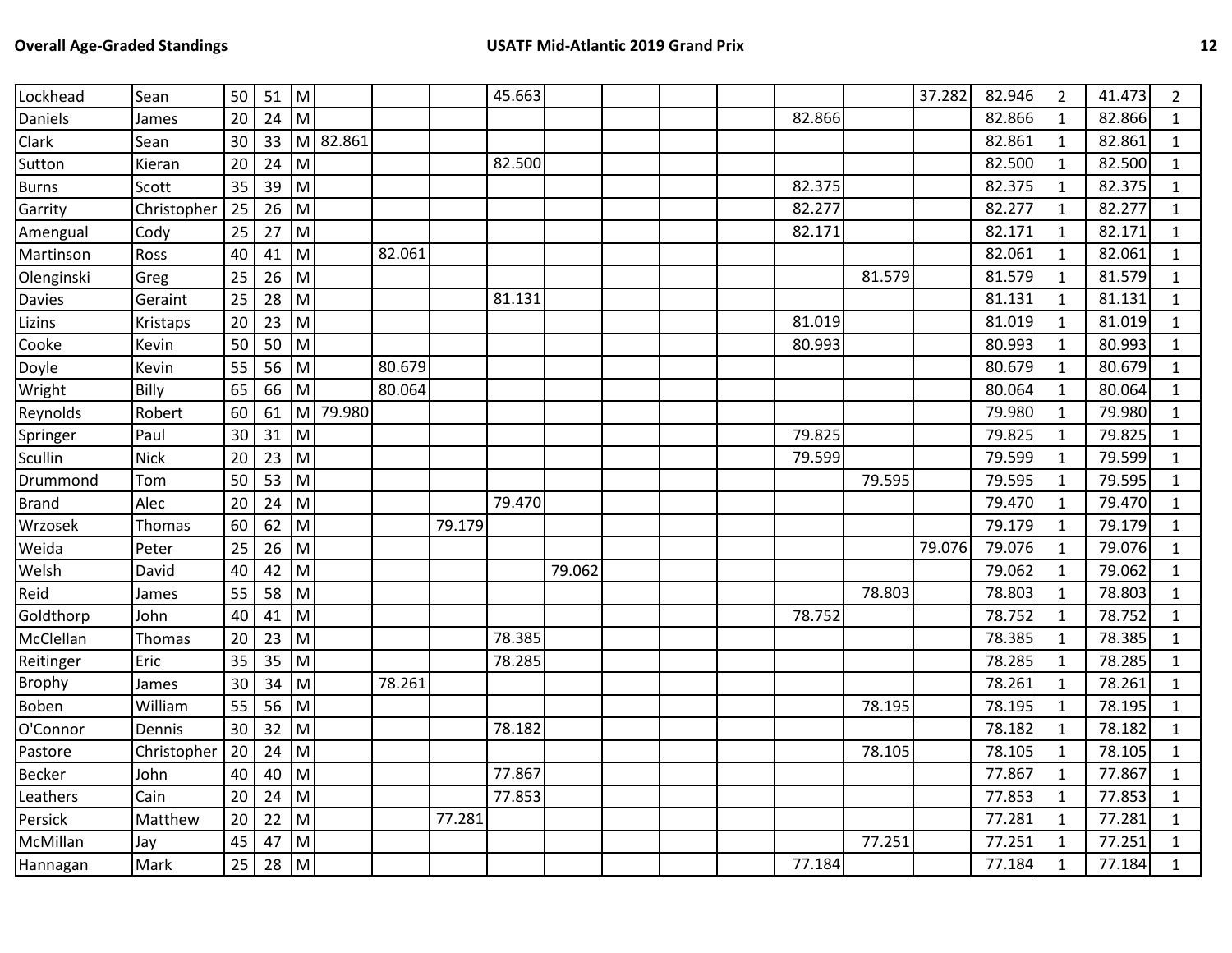| | | | | | | | | | | | | | | | | | | | |
|---|---|---|---|---|---|---|---|---|---|---|---|---|---|---|---|---|---|---|---|
| Lockhead | Sean | 50 | 51 | M | | | | 45.663 | | | | | | | 37.282 | 82.946 | 2 | 41.473 | 2 |
| Daniels | James | 20 | 24 | M | | | | | | | | | 82.866 | | | 82.866 | 1 | 82.866 | 1 |
| Clark | Sean | 30 | 33 | M | 82.861 | | | | | | | | | | | 82.861 | 1 | 82.861 | 1 |
| Sutton | Kieran | 20 | 24 | M | | | | 82.500 | | | | | | | | 82.500 | 1 | 82.500 | 1 |
| Burns | Scott | 35 | 39 | M | | | | | | | | | 82.375 | | | 82.375 | 1 | 82.375 | 1 |
| Garrity | Christopher | 25 | 26 | M | | | | | | | | | 82.277 | | | 82.277 | 1 | 82.277 | 1 |
| Amengual | Cody | 25 | 27 | M | | | | | | | | | 82.171 | | | 82.171 | 1 | 82.171 | 1 |
| Martinson | Ross | 40 | 41 | M | | 82.061 | | | | | | | | | | 82.061 | 1 | 82.061 | 1 |
| Olenginski | Greg | 25 | 26 | M | | | | | | | | | | 81.579 | | 81.579 | 1 | 81.579 | 1 |
| Davies | Geraint | 25 | 28 | M | | | | 81.131 | | | | | | | | 81.131 | 1 | 81.131 | 1 |
| Lizins | Kristaps | 20 | 23 | M | | | | | | | | | 81.019 | | | 81.019 | 1 | 81.019 | 1 |
| Cooke | Kevin | 50 | 50 | M | | | | | | | | | 80.993 | | | 80.993 | 1 | 80.993 | 1 |
| Doyle | Kevin | 55 | 56 | M | | 80.679 | | | | | | | | | | 80.679 | 1 | 80.679 | 1 |
| Wright | Billy | 65 | 66 | M | | 80.064 | | | | | | | | | | 80.064 | 1 | 80.064 | 1 |
| Reynolds | Robert | 60 | 61 | M | 79.980 | | | | | | | | | | | 79.980 | 1 | 79.980 | 1 |
| Springer | Paul | 30 | 31 | M | | | | | | | | | 79.825 | | | 79.825 | 1 | 79.825 | 1 |
| Scullin | Nick | 20 | 23 | M | | | | | | | | | 79.599 | | | 79.599 | 1 | 79.599 | 1 |
| Drummond | Tom | 50 | 53 | M | | | | | | | | | | 79.595 | | 79.595 | 1 | 79.595 | 1 |
| Brand | Alec | 20 | 24 | M | | | | 79.470 | | | | | | | | 79.470 | 1 | 79.470 | 1 |
| Wrzosek | Thomas | 60 | 62 | M | | | 79.179 | | | | | | | | | 79.179 | 1 | 79.179 | 1 |
| Weida | Peter | 25 | 26 | M | | | | | | | | | | | 79.076 | 79.076 | 1 | 79.076 | 1 |
| Welsh | David | 40 | 42 | M | | | | | 79.062 | | | | | | | 79.062 | 1 | 79.062 | 1 |
| Reid | James | 55 | 58 | M | | | | | | | | | | 78.803 | | 78.803 | 1 | 78.803 | 1 |
| Goldthorp | John | 40 | 41 | M | | | | | | | | | 78.752 | | | 78.752 | 1 | 78.752 | 1 |
| McClellan | Thomas | 20 | 23 | M | | | | 78.385 | | | | | | | | 78.385 | 1 | 78.385 | 1 |
| Reitinger | Eric | 35 | 35 | M | | | | 78.285 | | | | | | | | 78.285 | 1 | 78.285 | 1 |
| Brophy | James | 30 | 34 | M | | 78.261 | | | | | | | | | | 78.261 | 1 | 78.261 | 1 |
| Boben | William | 55 | 56 | M | | | | | | | | | | 78.195 | | 78.195 | 1 | 78.195 | 1 |
| O'Connor | Dennis | 30 | 32 | M | | | | 78.182 | | | | | | | | 78.182 | 1 | 78.182 | 1 |
| Pastore | Christopher | 20 | 24 | M | | | | | | | | | | 78.105 | | 78.105 | 1 | 78.105 | 1 |
| Becker | John | 40 | 40 | M | | | | 77.867 | | | | | | | | 77.867 | 1 | 77.867 | 1 |
| Leathers | Cain | 20 | 24 | M | | | | 77.853 | | | | | | | | 77.853 | 1 | 77.853 | 1 |
| Persick | Matthew | 20 | 22 | M | | | 77.281 | | | | | | | | | 77.281 | 1 | 77.281 | 1 |
| McMillan | Jay | 45 | 47 | M | | | | | | | | | | 77.251 | | 77.251 | 1 | 77.251 | 1 |
| Hannagan | Mark | 25 | 28 | M | | | | | | | | | 77.184 | | | 77.184 | 1 | 77.184 | 1 |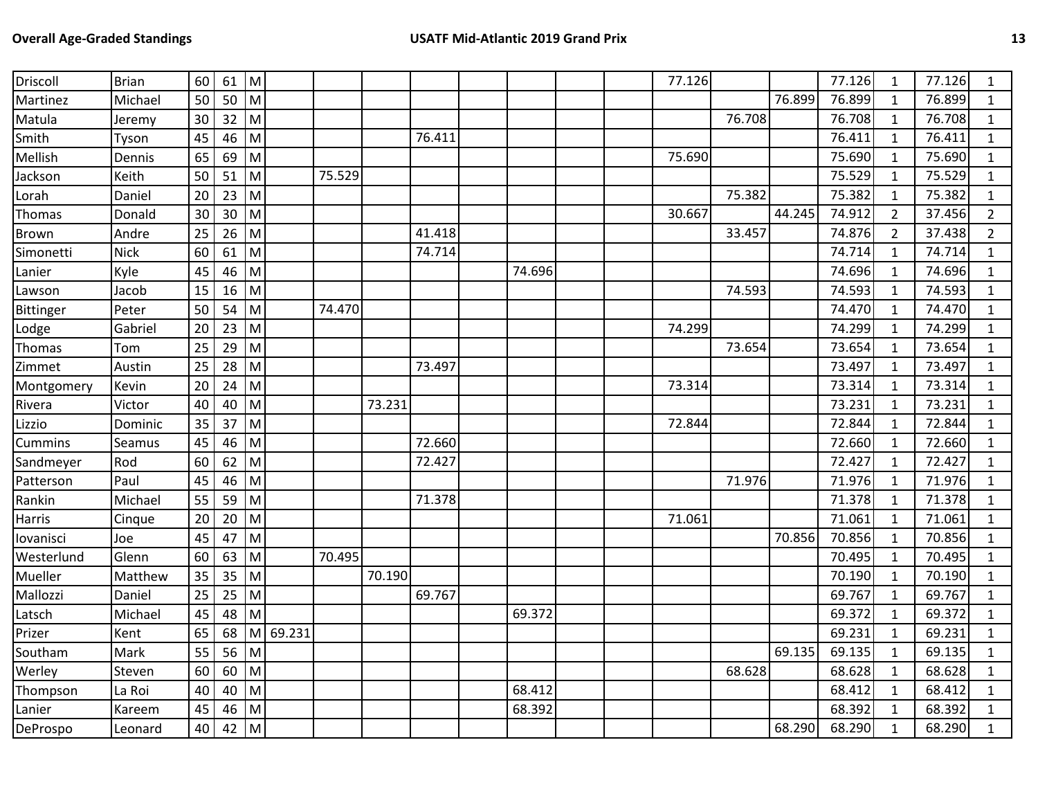| | | | | | | | | | | | | | | | | | | | |
|---|---|---|---|---|---|---|---|---|---|---|---|---|---|---|---|---|---|---|---|
| Driscoll | Brian | 60 | 61 | M | | | | | | | | | 77.126 | | | 77.126 | 1 | 77.126 | 1 |
| Martinez | Michael | 50 | 50 | M | | | | | | | | | | | 76.899 | 76.899 | 1 | 76.899 | 1 |
| Matula | Jeremy | 30 | 32 | M | | | | | | | | | | 76.708 | | 76.708 | 1 | 76.708 | 1 |
| Smith | Tyson | 45 | 46 | M | | | | 76.411 | | | | | | | | 76.411 | 1 | 76.411 | 1 |
| Mellish | Dennis | 65 | 69 | M | | | | | | | | | 75.690 | | | 75.690 | 1 | 75.690 | 1 |
| Jackson | Keith | 50 | 51 | M | | 75.529 | | | | | | | | | | 75.529 | 1 | 75.529 | 1 |
| Lorah | Daniel | 20 | 23 | M | | | | | | | | | | 75.382 | | 75.382 | 1 | 75.382 | 1 |
| Thomas | Donald | 30 | 30 | M | | | | | | | | | 30.667 | | 44.245 | 74.912 | 2 | 37.456 | 2 |
| Brown | Andre | 25 | 26 | M | | | | 41.418 | | | | | | 33.457 | | 74.876 | 2 | 37.438 | 2 |
| Simonetti | Nick | 60 | 61 | M | | | | 74.714 | | | | | | | | 74.714 | 1 | 74.714 | 1 |
| Lanier | Kyle | 45 | 46 | M | | | | | | 74.696 | | | | | | 74.696 | 1 | 74.696 | 1 |
| Lawson | Jacob | 15 | 16 | M | | | | | | | | | | 74.593 | | 74.593 | 1 | 74.593 | 1 |
| Bittinger | Peter | 50 | 54 | M | | 74.470 | | | | | | | | | | 74.470 | 1 | 74.470 | 1 |
| Lodge | Gabriel | 20 | 23 | M | | | | | | | | | 74.299 | | | 74.299 | 1 | 74.299 | 1 |
| Thomas | Tom | 25 | 29 | M | | | | | | | | | | 73.654 | | 73.654 | 1 | 73.654 | 1 |
| Zimmet | Austin | 25 | 28 | M | | | | 73.497 | | | | | | | | 73.497 | 1 | 73.497 | 1 |
| Montgomery | Kevin | 20 | 24 | M | | | | | | | | | 73.314 | | | 73.314 | 1 | 73.314 | 1 |
| Rivera | Victor | 40 | 40 | M | | | 73.231 | | | | | | | | | 73.231 | 1 | 73.231 | 1 |
| Lizzio | Dominic | 35 | 37 | M | | | | | | | | | 72.844 | | | 72.844 | 1 | 72.844 | 1 |
| Cummins | Seamus | 45 | 46 | M | | | | 72.660 | | | | | | | | 72.660 | 1 | 72.660 | 1 |
| Sandmeyer | Rod | 60 | 62 | M | | | | 72.427 | | | | | | | | 72.427 | 1 | 72.427 | 1 |
| Patterson | Paul | 45 | 46 | M | | | | | | | | | | 71.976 | | 71.976 | 1 | 71.976 | 1 |
| Rankin | Michael | 55 | 59 | M | | | | 71.378 | | | | | | | | 71.378 | 1 | 71.378 | 1 |
| Harris | Cinque | 20 | 20 | M | | | | | | | | | 71.061 | | | 71.061 | 1 | 71.061 | 1 |
| Iovanisci | Joe | 45 | 47 | M | | | | | | | | | | | 70.856 | 70.856 | 1 | 70.856 | 1 |
| Westerlund | Glenn | 60 | 63 | M | | 70.495 | | | | | | | | | | 70.495 | 1 | 70.495 | 1 |
| Mueller | Matthew | 35 | 35 | M | | | 70.190 | | | | | | | | | 70.190 | 1 | 70.190 | 1 |
| Mallozzi | Daniel | 25 | 25 | M | | | | 69.767 | | | | | | | | 69.767 | 1 | 69.767 | 1 |
| Latsch | Michael | 45 | 48 | M | | | | | | 69.372 | | | | | | 69.372 | 1 | 69.372 | 1 |
| Prizer | Kent | 65 | 68 | M | 69.231 | | | | | | | | | | | 69.231 | 1 | 69.231 | 1 |
| Southam | Mark | 55 | 56 | M | | | | | | | | | | | 69.135 | 69.135 | 1 | 69.135 | 1 |
| Werley | Steven | 60 | 60 | M | | | | | | | | | | 68.628 | | 68.628 | 1 | 68.628 | 1 |
| Thompson | La Roi | 40 | 40 | M | | | | | | 68.412 | | | | | | 68.412 | 1 | 68.412 | 1 |
| Lanier | Kareem | 45 | 46 | M | | | | | | 68.392 | | | | | | 68.392 | 1 | 68.392 | 1 |
| DeProspo | Leonard | 40 | 42 | M | | | | | | | | | | | 68.290 | 68.290 | 1 | 68.290 | 1 |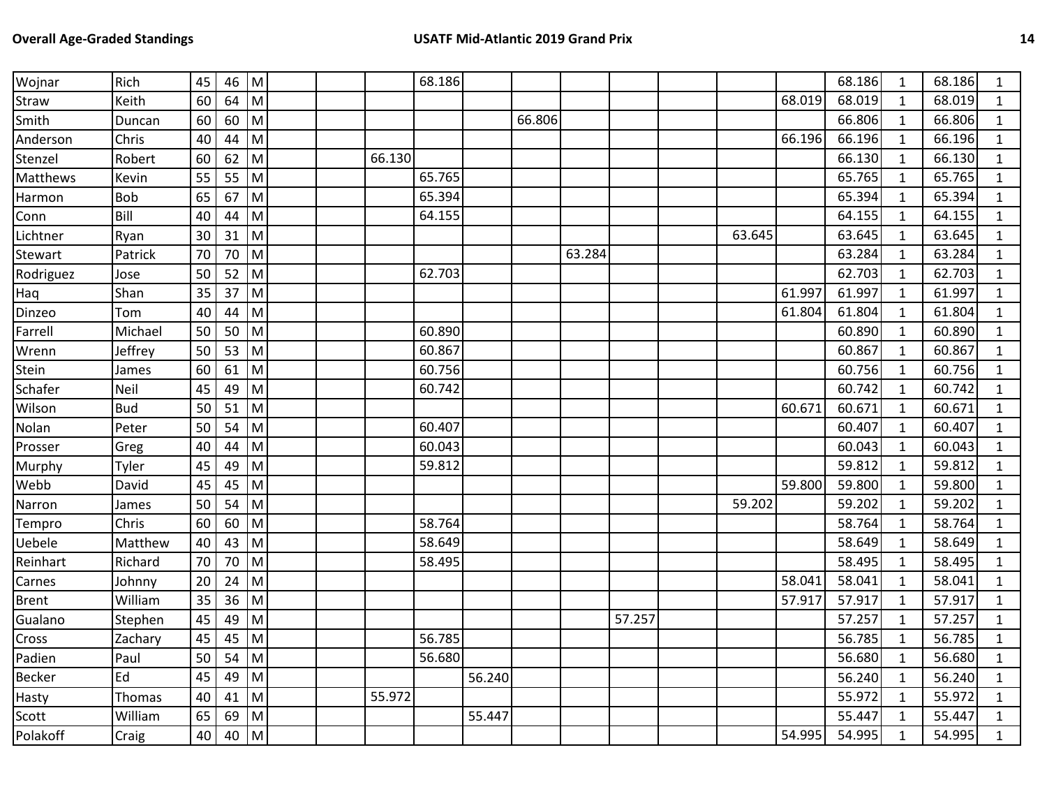| | | | | | | | | | | | | | | | | | | |
|---|---|---|---|---|---|---|---|---|---|---|---|---|---|---|---|---|---|---|
| Wojnar | Rich | 45 | 46 | M | | | | 68.186 | | | | | | | | 68.186 | 1 | 68.186 | 1 |
| Straw | Keith | 60 | 64 | M | | | | | | | | | | | 68.019 | 68.019 | 1 | 68.019 | 1 |
| Smith | Duncan | 60 | 60 | M | | | | | | 66.806 | | | | | | 66.806 | 1 | 66.806 | 1 |
| Anderson | Chris | 40 | 44 | M | | | | | | | | | | | 66.196 | 66.196 | 1 | 66.196 | 1 |
| Stenzel | Robert | 60 | 62 | M | | | 66.130 | | | | | | | | | 66.130 | 1 | 66.130 | 1 |
| Matthews | Kevin | 55 | 55 | M | | | | 65.765 | | | | | | | | 65.765 | 1 | 65.765 | 1 |
| Harmon | Bob | 65 | 67 | M | | | | 65.394 | | | | | | | | 65.394 | 1 | 65.394 | 1 |
| Conn | Bill | 40 | 44 | M | | | | 64.155 | | | | | | | | 64.155 | 1 | 64.155 | 1 |
| Lichtner | Ryan | 30 | 31 | M | | | | | | | | | | 63.645 | | 63.645 | 1 | 63.645 | 1 |
| Stewart | Patrick | 70 | 70 | M | | | | | | | 63.284 | | | | | 63.284 | 1 | 63.284 | 1 |
| Rodriguez | Jose | 50 | 52 | M | | | | 62.703 | | | | | | | | 62.703 | 1 | 62.703 | 1 |
| Haq | Shan | 35 | 37 | M | | | | | | | | | | | 61.997 | 61.997 | 1 | 61.997 | 1 |
| Dinzeo | Tom | 40 | 44 | M | | | | | | | | | | | 61.804 | 61.804 | 1 | 61.804 | 1 |
| Farrell | Michael | 50 | 50 | M | | | | 60.890 | | | | | | | | 60.890 | 1 | 60.890 | 1 |
| Wrenn | Jeffrey | 50 | 53 | M | | | | 60.867 | | | | | | | | 60.867 | 1 | 60.867 | 1 |
| Stein | James | 60 | 61 | M | | | | 60.756 | | | | | | | | 60.756 | 1 | 60.756 | 1 |
| Schafer | Neil | 45 | 49 | M | | | | 60.742 | | | | | | | | 60.742 | 1 | 60.742 | 1 |
| Wilson | Bud | 50 | 51 | M | | | | | | | | | | | 60.671 | 60.671 | 1 | 60.671 | 1 |
| Nolan | Peter | 50 | 54 | M | | | | 60.407 | | | | | | | | 60.407 | 1 | 60.407 | 1 |
| Prosser | Greg | 40 | 44 | M | | | | 60.043 | | | | | | | | 60.043 | 1 | 60.043 | 1 |
| Murphy | Tyler | 45 | 49 | M | | | | 59.812 | | | | | | | | 59.812 | 1 | 59.812 | 1 |
| Webb | David | 45 | 45 | M | | | | | | | | | | | 59.800 | 59.800 | 1 | 59.800 | 1 |
| Narron | James | 50 | 54 | M | | | | | | | | | | 59.202 | | 59.202 | 1 | 59.202 | 1 |
| Tempro | Chris | 60 | 60 | M | | | | 58.764 | | | | | | | | 58.764 | 1 | 58.764 | 1 |
| Uebele | Matthew | 40 | 43 | M | | | | 58.649 | | | | | | | | 58.649 | 1 | 58.649 | 1 |
| Reinhart | Richard | 70 | 70 | M | | | | 58.495 | | | | | | | | 58.495 | 1 | 58.495 | 1 |
| Carnes | Johnny | 20 | 24 | M | | | | | | | | | | | 58.041 | 58.041 | 1 | 58.041 | 1 |
| Brent | William | 35 | 36 | M | | | | | | | | | | | 57.917 | 57.917 | 1 | 57.917 | 1 |
| Gualano | Stephen | 45 | 49 | M | | | | | | | | 57.257 | | | | 57.257 | 1 | 57.257 | 1 |
| Cross | Zachary | 45 | 45 | M | | | | 56.785 | | | | | | | | 56.785 | 1 | 56.785 | 1 |
| Padien | Paul | 50 | 54 | M | | | | 56.680 | | | | | | | | 56.680 | 1 | 56.680 | 1 |
| Becker | Ed | 45 | 49 | M | | | | | 56.240 | | | | | | | 56.240 | 1 | 56.240 | 1 |
| Hasty | Thomas | 40 | 41 | M | | | 55.972 | | | | | | | | | 55.972 | 1 | 55.972 | 1 |
| Scott | William | 65 | 69 | M | | | | | 55.447 | | | | | | | 55.447 | 1 | 55.447 | 1 |
| Polakoff | Craig | 40 | 40 | M | | | | | | | | | | | 54.995 | 54.995 | 1 | 54.995 | 1 |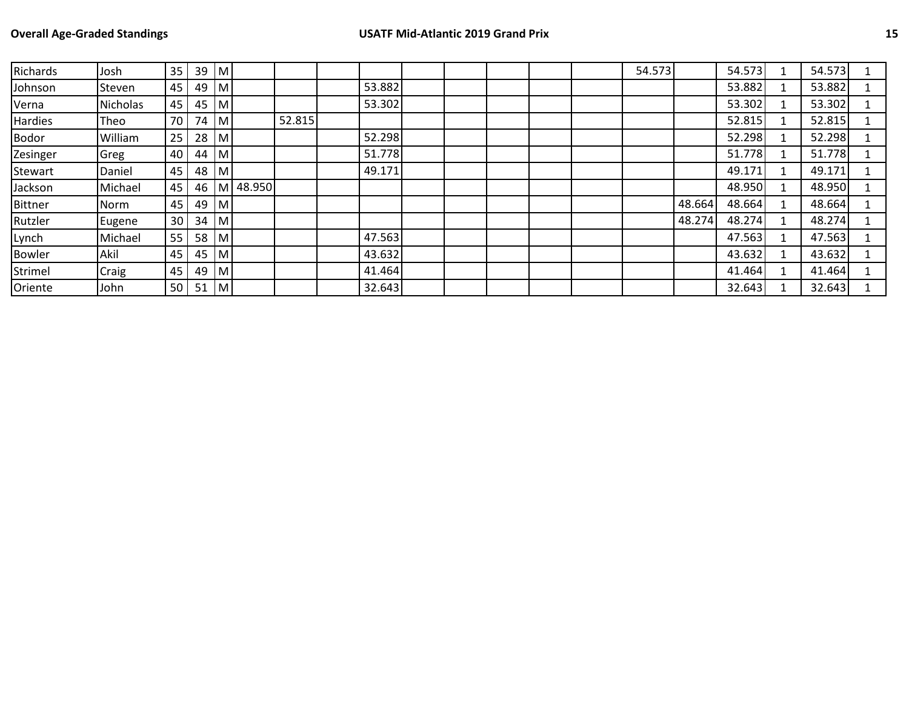| | | | | | | | | | | | | | | | | | | | |
|---|---|---|---|---|---|---|---|---|---|---|---|---|---|---|---|---|---|---|---|
| Richards | Josh | 35 | 39 | M | | | | | | | | | | 54.573 | | 54.573 | 1 | 54.573 | 1 |
| Johnson | Steven | 45 | 49 | M | | | | 53.882 | | | | | | | | 53.882 | 1 | 53.882 | 1 |
| Verna | Nicholas | 45 | 45 | M | | | | 53.302 | | | | | | | | 53.302 | 1 | 53.302 | 1 |
| Hardies | Theo | 70 | 74 | M | | 52.815 | | | | | | | | | | 52.815 | 1 | 52.815 | 1 |
| Bodor | William | 25 | 28 | M | | | | 52.298 | | | | | | | | 52.298 | 1 | 52.298 | 1 |
| Zesinger | Greg | 40 | 44 | M | | | | 51.778 | | | | | | | | 51.778 | 1 | 51.778 | 1 |
| Stewart | Daniel | 45 | 48 | M | | | | 49.171 | | | | | | | | 49.171 | 1 | 49.171 | 1 |
| Jackson | Michael | 45 | 46 | M | 48.950 | | | | | | | | | | | 48.950 | 1 | 48.950 | 1 |
| Bittner | Norm | 45 | 49 | M | | | | | | | | | | | 48.664 | 48.664 | 1 | 48.664 | 1 |
| Rutzler | Eugene | 30 | 34 | M | | | | | | | | | | | 48.274 | 48.274 | 1 | 48.274 | 1 |
| Lynch | Michael | 55 | 58 | M | | | | 47.563 | | | | | | | | 47.563 | 1 | 47.563 | 1 |
| Bowler | Akil | 45 | 45 | M | | | | 43.632 | | | | | | | | 43.632 | 1 | 43.632 | 1 |
| Strimel | Craig | 45 | 49 | M | | | | 41.464 | | | | | | | | 41.464 | 1 | 41.464 | 1 |
| Oriente | John | 50 | 51 | M | | | | 32.643 | | | | | | | | 32.643 | 1 | 32.643 | 1 |